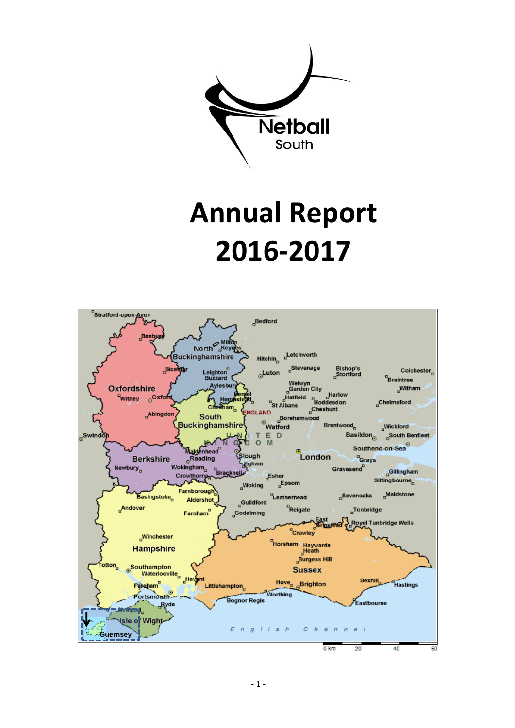# Annual Report 2016-2017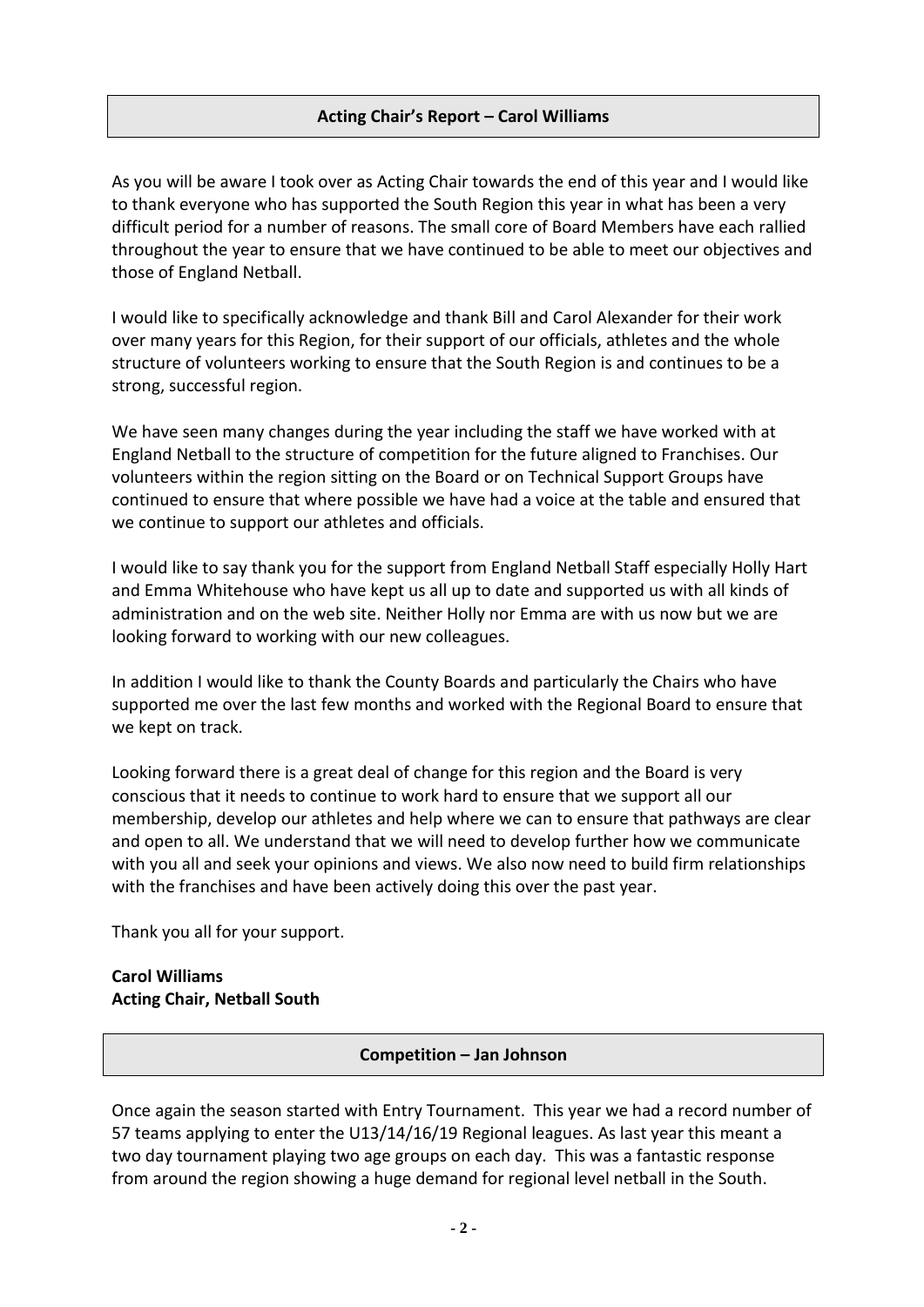## Acting Chair's Report – Carol Williams

As you will be aware I took over as Acting Chair towards the end of this year and I would like to thank everyone who has supported the South Region this year in what has been a very difficult period for a number of reasons. The small core of Board Members have each rallied throughout the year to ensure that we have continued to be able to meet our objectives and those of England Netball.

I would like to specifically acknowledge and thank Bill and Carol Alexander for their work over many years for this Region, for their support of our officials, athletes and the whole structure of volunteers working to ensure that the South Region is and continues to be a strong, successful region.

We have seen many changes during the year including the staff we have worked with at England Netball to the structure of competition for the future aligned to Franchises. Our volunteers within the region sitting on the Board or on Technical Support Groups have continued to ensure that where possible we have had a voice at the table and ensured that we continue to support our athletes and officials.

I would like to say thank you for the support from England Netball Staff especially Holly Hart and Emma Whitehouse who have kept us all up to date and supported us with all kinds of administration and on the web site. Neither Holly nor Emma are with us now but we are looking forward to working with our new colleagues.

In addition I would like to thank the County Boards and particularly the Chairs who have supported me over the last few months and worked with the Regional Board to ensure that we kept on track.

Looking forward there is a great deal of change for this region and the Board is very conscious that it needs to continue to work hard to ensure that we support all our membership, develop our athletes and help where we can to ensure that pathways are clear and open to all. We understand that we will need to develop further how we communicate with you all and seek your opinions and views. We also now need to build firm relationships with the franchises and have been actively doing this over the past year.

Thank you all for your support.

**Carol Williams**
**Acting Chair, Netball South**

## Competition – Jan Johnson

Once again the season started with Entry Tournament. This year we had a record number of 57 teams applying to enter the U13/14/16/19 Regional leagues. As last year this meant a two day tournament playing two age groups on each day. This was a fantastic response from around the region showing a huge demand for regional level netball in the South.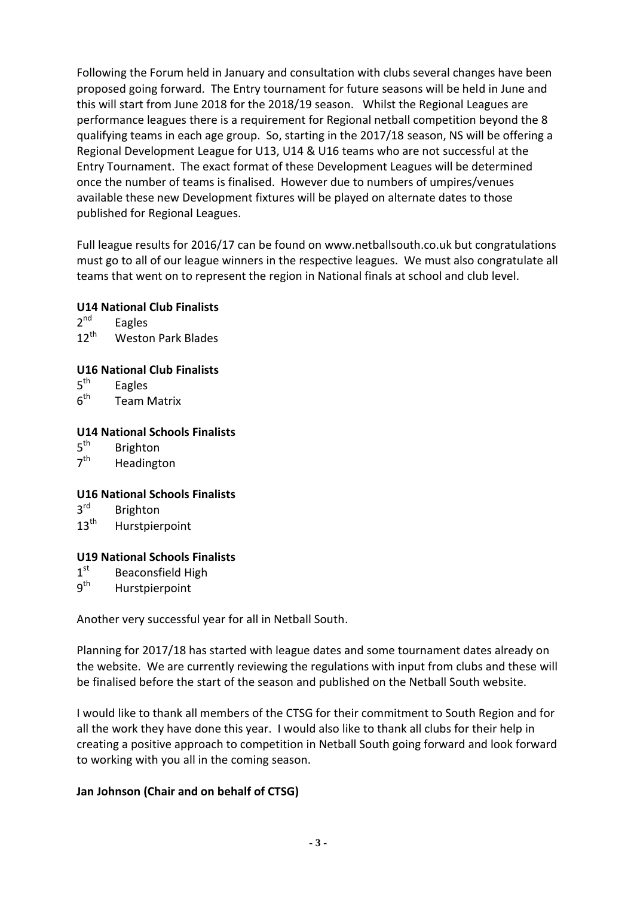Following the Forum held in January and consultation with clubs several changes have been proposed going forward. The Entry tournament for future seasons will be held in June and this will start from June 2018 for the 2018/19 season. Whilst the Regional Leagues are performance leagues there is a requirement for Regional netball competition beyond the 8 qualifying teams in each age group. So, starting in the 2017/18 season, NS will be offering a Regional Development League for U13, U14 & U16 teams who are not successful at the Entry Tournament. The exact format of these Development Leagues will be determined once the number of teams is finalised. However due to numbers of umpires/venues available these new Development fixtures will be played on alternate dates to those published for Regional Leagues.

Full league results for 2016/17 can be found on www.netballsouth.co.uk but congratulations must go to all of our league winners in the respective leagues. We must also congratulate all teams that went on to represent the region in National finals at school and club level.

**U14 National Club Finalists**

2nd Eagles
12th Weston Park Blades

**U16 National Club Finalists**

5th Eagles
6th Team Matrix

**U14 National Schools Finalists**

5th Brighton
7th Headington

**U16 National Schools Finalists**

3rd Brighton
13th Hurstpierpoint

**U19 National Schools Finalists**

1st Beaconsfield High
9th Hurstpierpoint

Another very successful year for all in Netball South.

Planning for 2017/18 has started with league dates and some tournament dates already on the website. We are currently reviewing the regulations with input from clubs and these will be finalised before the start of the season and published on the Netball South website.

I would like to thank all members of the CTSG for their commitment to South Region and for all the work they have done this year. I would also like to thank all clubs for their help in creating a positive approach to competition in Netball South going forward and look forward to working with you all in the coming season.

**Jan Johnson (Chair and on behalf of CTSG)**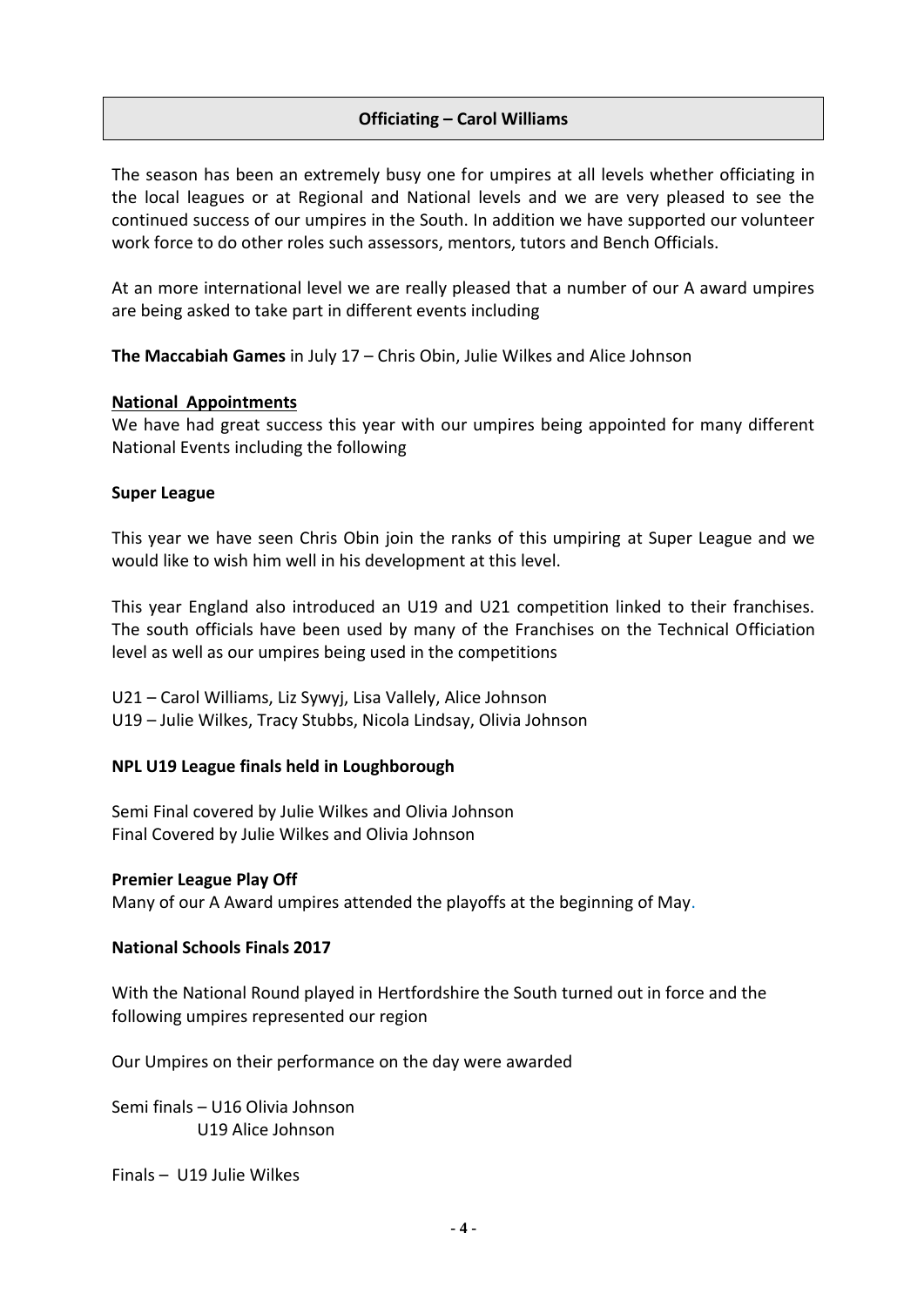## Officiating – Carol Williams

The season has been an extremely busy one for umpires at all levels whether officiating in the local leagues or at Regional and National levels and we are very pleased to see the continued success of our umpires in the South. In addition we have supported our volunteer work force to do other roles such assessors, mentors, tutors and Bench Officials.

At an more international level we are really pleased that a number of our A award umpires are being asked to take part in different events including

**The Maccabiah Games** in July 17 – Chris Obin, Julie Wilkes and Alice Johnson

**National Appointments**

We have had great success this year with our umpires being appointed for many different National Events including the following

**Super League**

This year we have seen Chris Obin join the ranks of this umpiring at Super League and we would like to wish him well in his development at this level.

This year England also introduced an U19 and U21 competition linked to their franchises. The south officials have been used by many of the Franchises on the Technical Officiation level as well as our umpires being used in the competitions

U21 – Carol Williams, Liz Sywyj, Lisa Vallely, Alice Johnson
U19 – Julie Wilkes, Tracy Stubbs, Nicola Lindsay, Olivia Johnson

**NPL U19 League finals held in Loughborough**

Semi Final covered by Julie Wilkes and Olivia Johnson
Final Covered by Julie Wilkes and Olivia Johnson

**Premier League Play Off**

Many of our A Award umpires attended the playoffs at the beginning of May.

**National Schools Finals 2017**

With the National Round played in Hertfordshire the South turned out in force and the following umpires represented our region

Our Umpires on their performance on the day were awarded

Semi finals – U16 Olivia Johnson
U19 Alice Johnson

Finals – U19 Julie Wilkes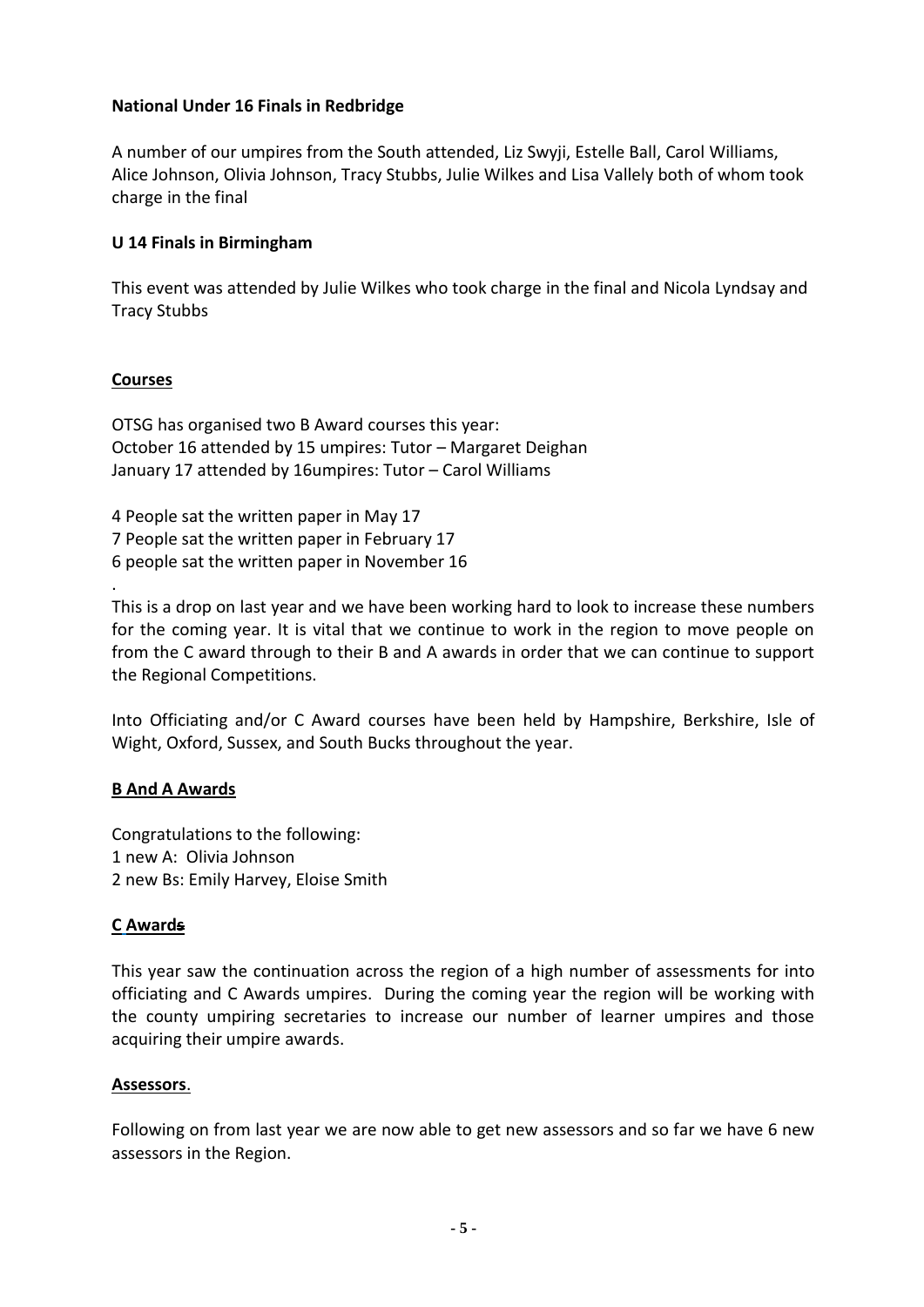**National Under 16 Finals in Redbridge**

A number of our umpires from the South attended, Liz Swyji, Estelle Ball, Carol Williams, Alice Johnson, Olivia Johnson, Tracy Stubbs, Julie Wilkes and Lisa Vallely both of whom took charge in the final

**U 14 Finals in Birmingham**

This event was attended by Julie Wilkes who took charge in the final and Nicola Lyndsay and Tracy Stubbs

**Courses**

OTSG has organised two B Award courses this year:
October 16 attended by 15 umpires: Tutor – Margaret Deighan
January 17 attended by 16umpires: Tutor – Carol Williams

4 People sat the written paper in May 17
7 People sat the written paper in February 17
6 people sat the written paper in November 16

.
This is a drop on last year and we have been working hard to look to increase these numbers for the coming year. It is vital that we continue to work in the region to move people on from the C award through to their B and A awards in order that we can continue to support the Regional Competitions.

Into Officiating and/or C Award courses have been held by Hampshire, Berkshire, Isle of Wight, Oxford, Sussex, and South Bucks throughout the year.

**B And A Awards**

Congratulations to the following:
1 new A: Olivia Johnson
2 new Bs: Emily Harvey, Eloise Smith

**C Awards**

This year saw the continuation across the region of a high number of assessments for into officiating and C Awards umpires. During the coming year the region will be working with the county umpiring secretaries to increase our number of learner umpires and those acquiring their umpire awards.

**Assessors**.

Following on from last year we are now able to get new assessors and so far we have 6 new assessors in the Region.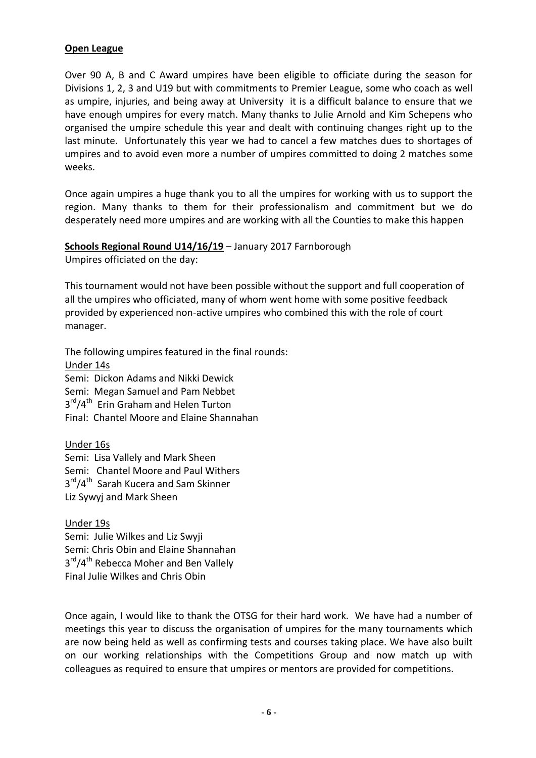**Open League**

Over 90 A, B and C Award umpires have been eligible to officiate during the season for Divisions 1, 2, 3 and U19 but with commitments to Premier League, some who coach as well as umpire, injuries, and being away at University it is a difficult balance to ensure that we have enough umpires for every match. Many thanks to Julie Arnold and Kim Schepens who organised the umpire schedule this year and dealt with continuing changes right up to the last minute. Unfortunately this year we had to cancel a few matches dues to shortages of umpires and to avoid even more a number of umpires committed to doing 2 matches some weeks.

Once again umpires a huge thank you to all the umpires for working with us to support the region. Many thanks to them for their professionalism and commitment but we do desperately need more umpires and are working with all the Counties to make this happen

**Schools Regional Round U14/16/19** – January 2017 Farnborough
Umpires officiated on the day:

This tournament would not have been possible without the support and full cooperation of all the umpires who officiated, many of whom went home with some positive feedback provided by experienced non-active umpires who combined this with the role of court manager.

The following umpires featured in the final rounds:

Under 14s
Semi: Dickon Adams and Nikki Dewick
Semi: Megan Samuel and Pam Nebbet
3rd/4th Erin Graham and Helen Turton
Final: Chantel Moore and Elaine Shannahan

Under 16s
Semi: Lisa Vallely and Mark Sheen
Semi: Chantel Moore and Paul Withers
3rd/4th Sarah Kucera and Sam Skinner
Liz Sywyj and Mark Sheen

Under 19s
Semi: Julie Wilkes and Liz Swyji
Semi: Chris Obin and Elaine Shannahan
3rd/4th Rebecca Moher and Ben Vallely
Final Julie Wilkes and Chris Obin

Once again, I would like to thank the OTSG for their hard work. We have had a number of meetings this year to discuss the organisation of umpires for the many tournaments which are now being held as well as confirming tests and courses taking place. We have also built on our working relationships with the Competitions Group and now match up with colleagues as required to ensure that umpires or mentors are provided for competitions.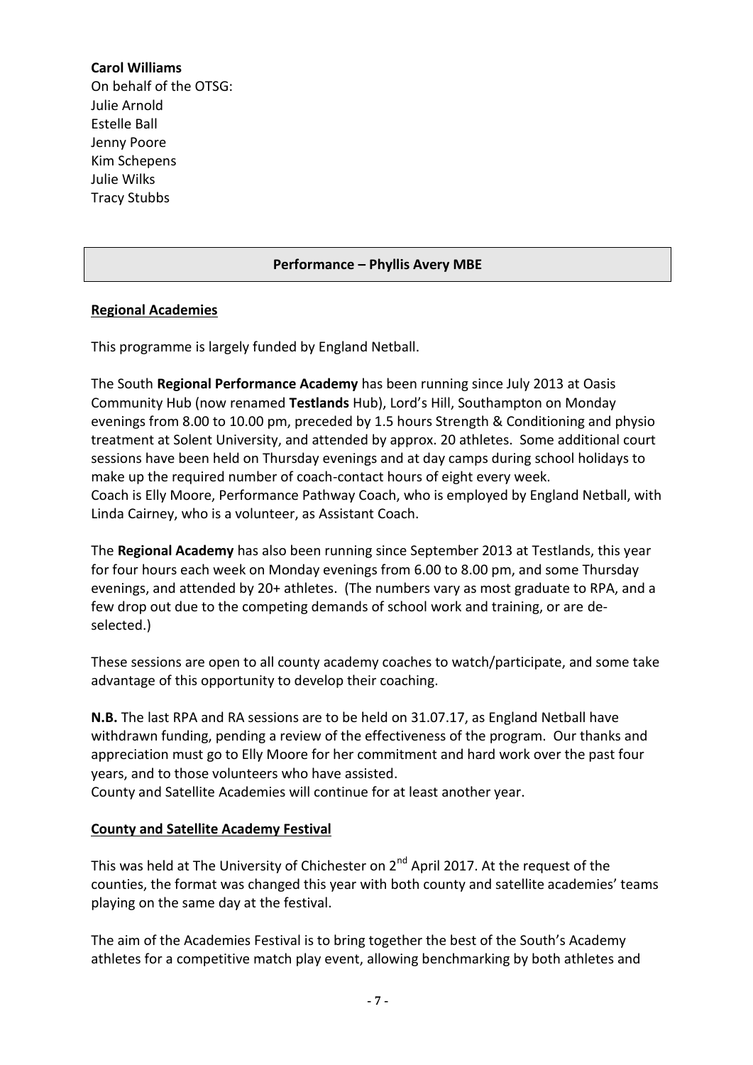**Carol Williams**
On behalf of the OTSG:
Julie Arnold
Estelle Ball
Jenny Poore
Kim Schepens
Julie Wilks
Tracy Stubbs

## Performance – Phyllis Avery MBE

**Regional Academies**

This programme is largely funded by England Netball.

The South **Regional Performance Academy** has been running since July 2013 at Oasis Community Hub (now renamed **Testlands** Hub), Lord's Hill, Southampton on Monday evenings from 8.00 to 10.00 pm, preceded by 1.5 hours Strength & Conditioning and physio treatment at Solent University, and attended by approx. 20 athletes. Some additional court sessions have been held on Thursday evenings and at day camps during school holidays to make up the required number of coach-contact hours of eight every week.
Coach is Elly Moore, Performance Pathway Coach, who is employed by England Netball, with Linda Cairney, who is a volunteer, as Assistant Coach.

The **Regional Academy** has also been running since September 2013 at Testlands, this year for four hours each week on Monday evenings from 6.00 to 8.00 pm, and some Thursday evenings, and attended by 20+ athletes. (The numbers vary as most graduate to RPA, and a few drop out due to the competing demands of school work and training, or are de-selected.)

These sessions are open to all county academy coaches to watch/participate, and some take advantage of this opportunity to develop their coaching.

**N.B.** The last RPA and RA sessions are to be held on 31.07.17, as England Netball have withdrawn funding, pending a review of the effectiveness of the program. Our thanks and appreciation must go to Elly Moore for her commitment and hard work over the past four years, and to those volunteers who have assisted.
County and Satellite Academies will continue for at least another year.

**County and Satellite Academy Festival**

This was held at The University of Chichester on 2nd April 2017. At the request of the counties, the format was changed this year with both county and satellite academies' teams playing on the same day at the festival.

The aim of the Academies Festival is to bring together the best of the South's Academy athletes for a competitive match play event, allowing benchmarking by both athletes and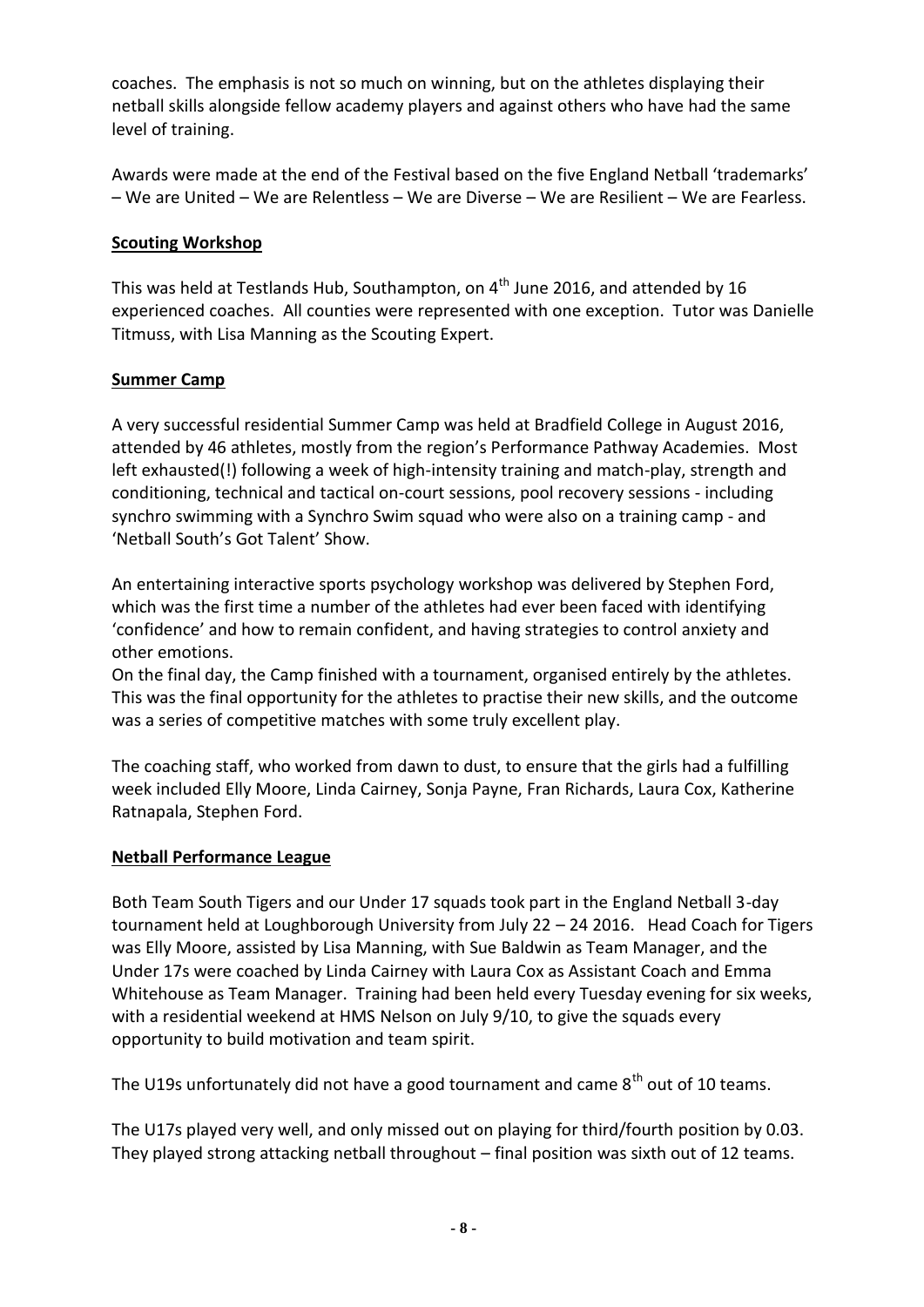coaches. The emphasis is not so much on winning, but on the athletes displaying their netball skills alongside fellow academy players and against others who have had the same level of training.

Awards were made at the end of the Festival based on the five England Netball 'trademarks' – We are United – We are Relentless – We are Diverse – We are Resilient – We are Fearless.

**Scouting Workshop**

This was held at Testlands Hub, Southampton, on 4th June 2016, and attended by 16 experienced coaches. All counties were represented with one exception. Tutor was Danielle Titmuss, with Lisa Manning as the Scouting Expert.

**Summer Camp**

A very successful residential Summer Camp was held at Bradfield College in August 2016, attended by 46 athletes, mostly from the region's Performance Pathway Academies. Most left exhausted(!) following a week of high-intensity training and match-play, strength and conditioning, technical and tactical on-court sessions, pool recovery sessions - including synchro swimming with a Synchro Swim squad who were also on a training camp - and 'Netball South's Got Talent' Show.

An entertaining interactive sports psychology workshop was delivered by Stephen Ford, which was the first time a number of the athletes had ever been faced with identifying 'confidence' and how to remain confident, and having strategies to control anxiety and other emotions.

On the final day, the Camp finished with a tournament, organised entirely by the athletes. This was the final opportunity for the athletes to practise their new skills, and the outcome was a series of competitive matches with some truly excellent play.

The coaching staff, who worked from dawn to dust, to ensure that the girls had a fulfilling week included Elly Moore, Linda Cairney, Sonja Payne, Fran Richards, Laura Cox, Katherine Ratnapala, Stephen Ford.

**Netball Performance League**

Both Team South Tigers and our Under 17 squads took part in the England Netball 3-day tournament held at Loughborough University from July 22 – 24 2016. Head Coach for Tigers was Elly Moore, assisted by Lisa Manning, with Sue Baldwin as Team Manager, and the Under 17s were coached by Linda Cairney with Laura Cox as Assistant Coach and Emma Whitehouse as Team Manager. Training had been held every Tuesday evening for six weeks, with a residential weekend at HMS Nelson on July 9/10, to give the squads every opportunity to build motivation and team spirit.

The U19s unfortunately did not have a good tournament and came 8th out of 10 teams.

The U17s played very well, and only missed out on playing for third/fourth position by 0.03. They played strong attacking netball throughout – final position was sixth out of 12 teams.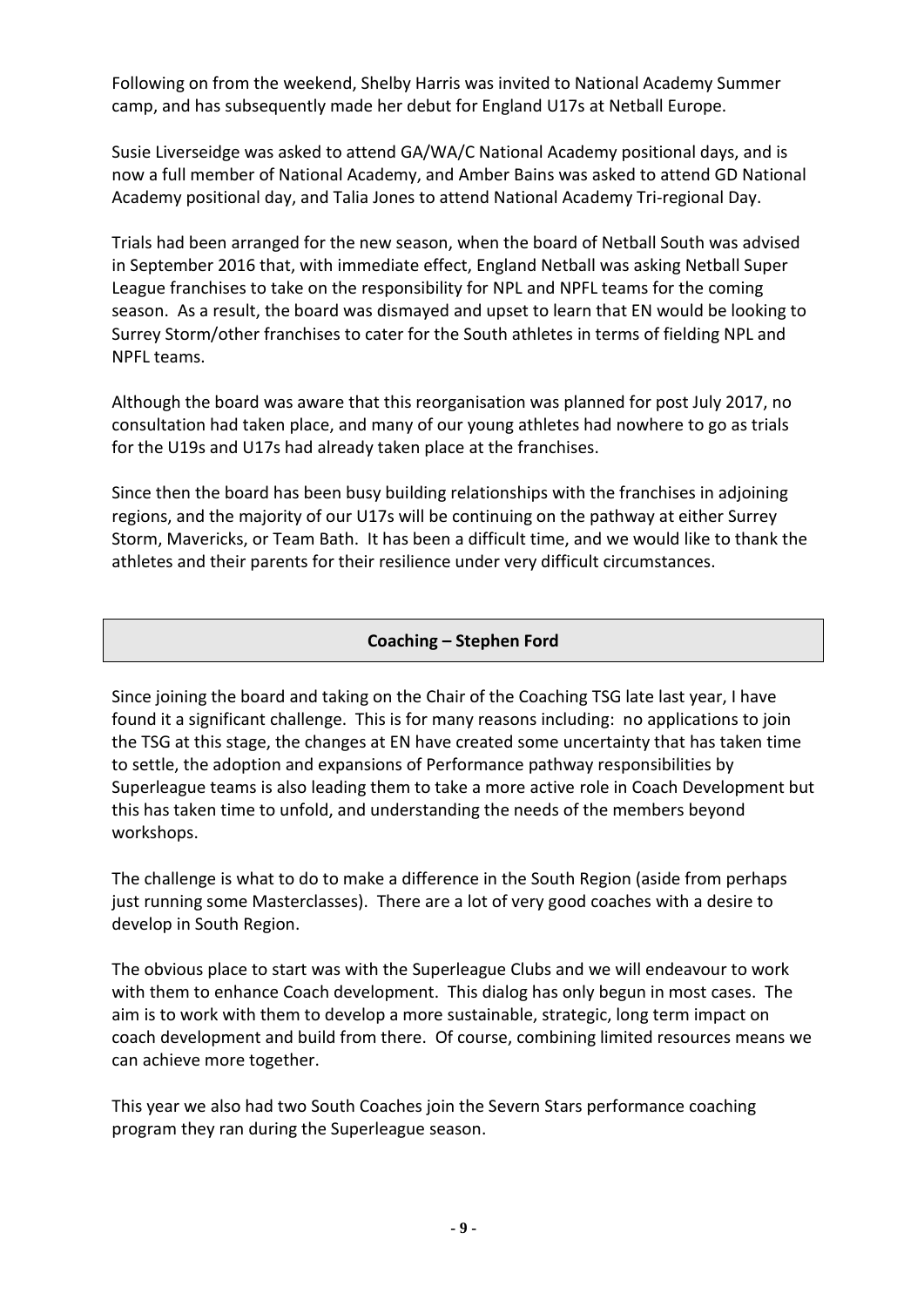Following on from the weekend, Shelby Harris was invited to National Academy Summer camp, and has subsequently made her debut for England U17s at Netball Europe.

Susie Liverseidge was asked to attend GA/WA/C National Academy positional days, and is now a full member of National Academy, and Amber Bains was asked to attend GD National Academy positional day, and Talia Jones to attend National Academy Tri-regional Day.

Trials had been arranged for the new season, when the board of Netball South was advised in September 2016 that, with immediate effect, England Netball was asking Netball Super League franchises to take on the responsibility for NPL and NPFL teams for the coming season. As a result, the board was dismayed and upset to learn that EN would be looking to Surrey Storm/other franchises to cater for the South athletes in terms of fielding NPL and NPFL teams.

Although the board was aware that this reorganisation was planned for post July 2017, no consultation had taken place, and many of our young athletes had nowhere to go as trials for the U19s and U17s had already taken place at the franchises.

Since then the board has been busy building relationships with the franchises in adjoining regions, and the majority of our U17s will be continuing on the pathway at either Surrey Storm, Mavericks, or Team Bath. It has been a difficult time, and we would like to thank the athletes and their parents for their resilience under very difficult circumstances.

## Coaching – Stephen Ford

Since joining the board and taking on the Chair of the Coaching TSG late last year, I have found it a significant challenge. This is for many reasons including: no applications to join the TSG at this stage, the changes at EN have created some uncertainty that has taken time to settle, the adoption and expansions of Performance pathway responsibilities by Superleague teams is also leading them to take a more active role in Coach Development but this has taken time to unfold, and understanding the needs of the members beyond workshops.

The challenge is what to do to make a difference in the South Region (aside from perhaps just running some Masterclasses). There are a lot of very good coaches with a desire to develop in South Region.

The obvious place to start was with the Superleague Clubs and we will endeavour to work with them to enhance Coach development. This dialog has only begun in most cases. The aim is to work with them to develop a more sustainable, strategic, long term impact on coach development and build from there. Of course, combining limited resources means we can achieve more together.

This year we also had two South Coaches join the Severn Stars performance coaching program they ran during the Superleague season.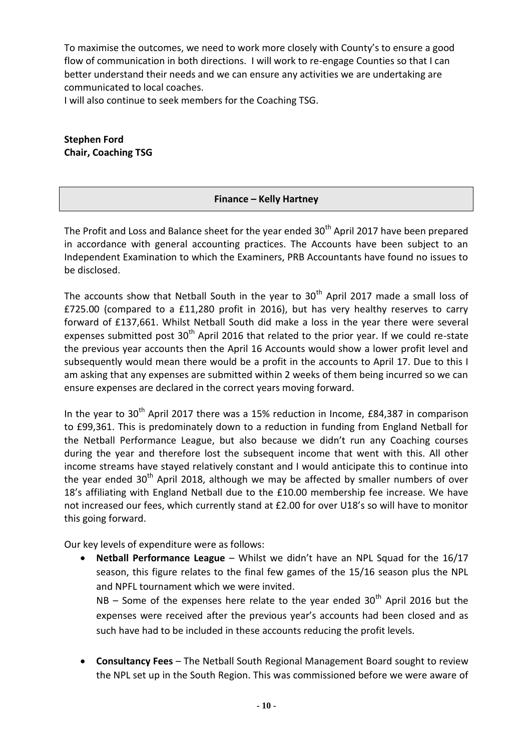To maximise the outcomes, we need to work more closely with County's to ensure a good flow of communication in both directions. I will work to re-engage Counties so that I can better understand their needs and we can ensure any activities we are undertaking are communicated to local coaches.

I will also continue to seek members for the Coaching TSG.

**Stephen Ford**
**Chair, Coaching TSG**

## Finance – Kelly Hartney

The Profit and Loss and Balance sheet for the year ended 30th April 2017 have been prepared in accordance with general accounting practices. The Accounts have been subject to an Independent Examination to which the Examiners, PRB Accountants have found no issues to be disclosed.

The accounts show that Netball South in the year to 30th April 2017 made a small loss of £725.00 (compared to a £11,280 profit in 2016), but has very healthy reserves to carry forward of £137,661. Whilst Netball South did make a loss in the year there were several expenses submitted post 30th April 2016 that related to the prior year. If we could re-state the previous year accounts then the April 16 Accounts would show a lower profit level and subsequently would mean there would be a profit in the accounts to April 17. Due to this I am asking that any expenses are submitted within 2 weeks of them being incurred so we can ensure expenses are declared in the correct years moving forward.

In the year to 30th April 2017 there was a 15% reduction in Income, £84,387 in comparison to £99,361. This is predominately down to a reduction in funding from England Netball for the Netball Performance League, but also because we didn't run any Coaching courses during the year and therefore lost the subsequent income that went with this. All other income streams have stayed relatively constant and I would anticipate this to continue into the year ended 30th April 2018, although we may be affected by smaller numbers of over 18's affiliating with England Netball due to the £10.00 membership fee increase. We have not increased our fees, which currently stand at £2.00 for over U18's so will have to monitor this going forward.

Our key levels of expenditure were as follows:

- **Netball Performance League** – Whilst we didn't have an NPL Squad for the 16/17 season, this figure relates to the final few games of the 15/16 season plus the NPL and NPFL tournament which we were invited.

  NB – Some of the expenses here relate to the year ended 30th April 2016 but the expenses were received after the previous year's accounts had been closed and as such have had to be included in these accounts reducing the profit levels.

- **Consultancy Fees** – The Netball South Regional Management Board sought to review the NPL set up in the South Region. This was commissioned before we were aware of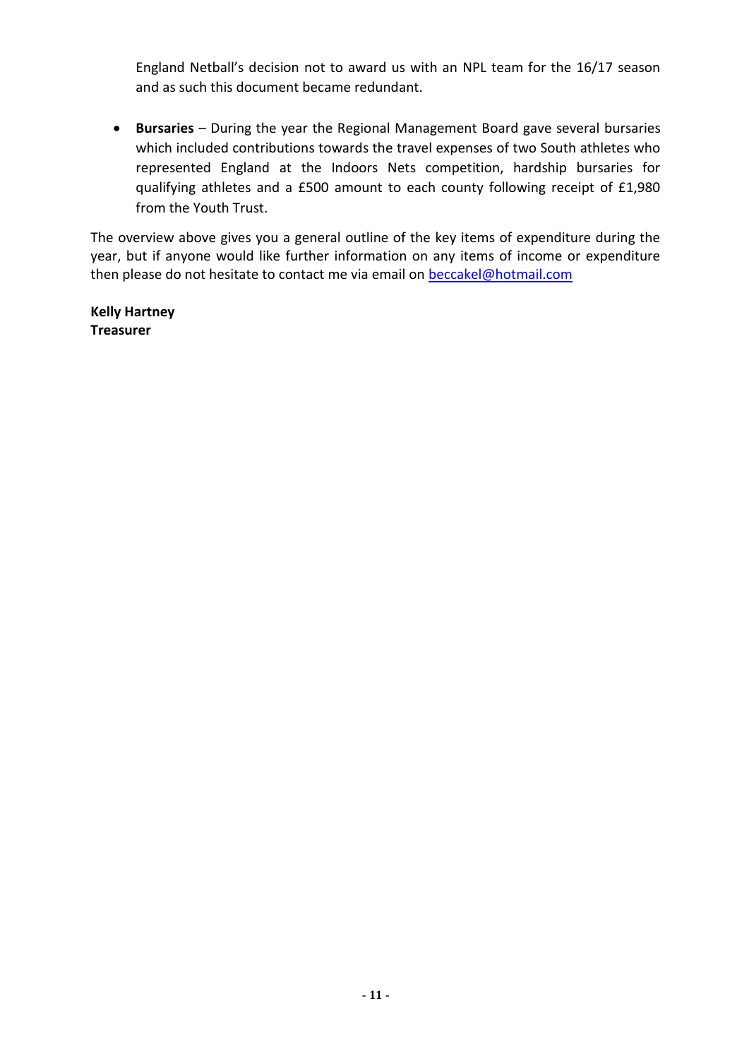England Netball's decision not to award us with an NPL team for the 16/17 season and as such this document became redundant.

- **Bursaries** – During the year the Regional Management Board gave several bursaries which included contributions towards the travel expenses of two South athletes who represented England at the Indoors Nets competition, hardship bursaries for qualifying athletes and a £500 amount to each county following receipt of £1,980 from the Youth Trust.

The overview above gives you a general outline of the key items of expenditure during the year, but if anyone would like further information on any items of income or expenditure then please do not hesitate to contact me via email on beccakel@hotmail.com

**Kelly Hartney**
**Treasurer**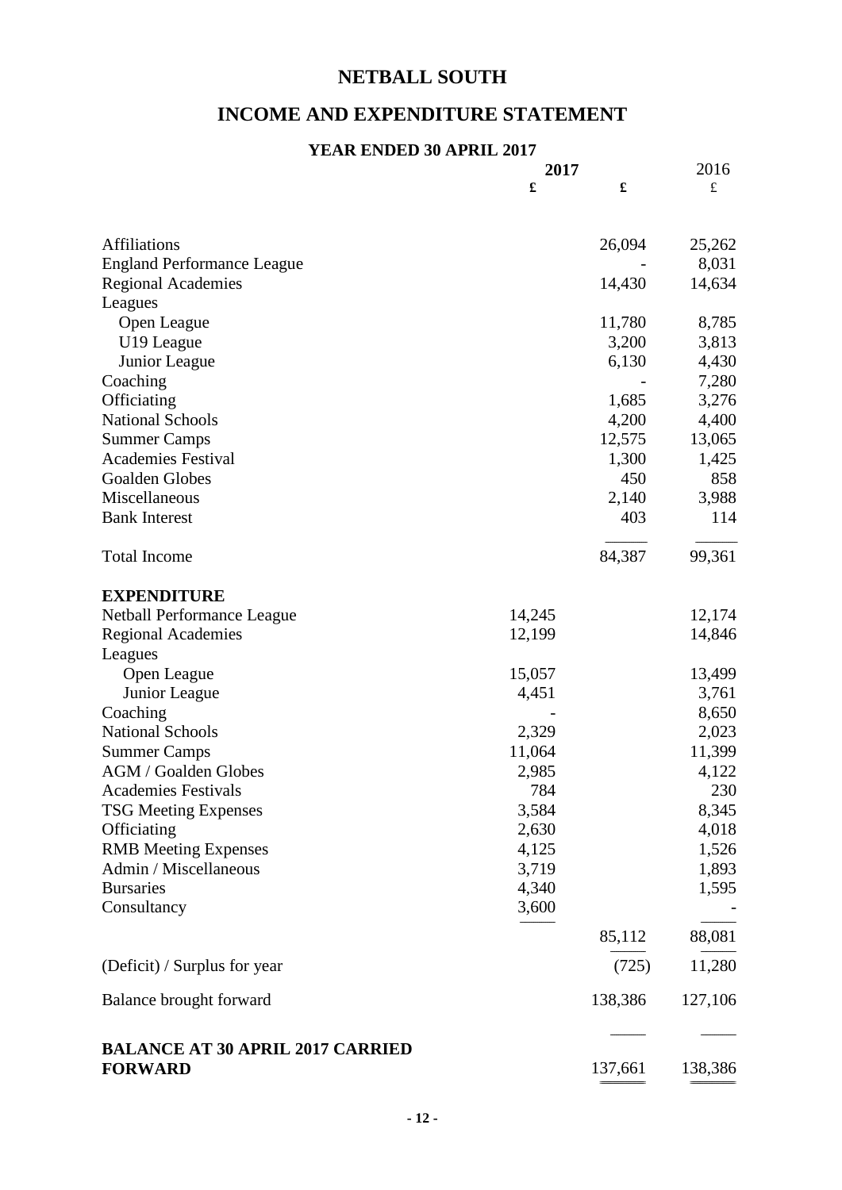# NETBALL SOUTH

## INCOME AND EXPENDITURE STATEMENT

### YEAR ENDED 30 APRIL 2017

| | 2017 £ | 2017 £ | 2016 £ |
|---|---|---|---|
| Affiliations | | 26,094 | 25,262 |
| England Performance League | | - | 8,031 |
| Regional Academies | | 14,430 | 14,634 |
| Leagues | | | |
| Open League | | 11,780 | 8,785 |
| U19 League | | 3,200 | 3,813 |
| Junior League | | 6,130 | 4,430 |
| Coaching | | - | 7,280 |
| Officiating | | 1,685 | 3,276 |
| National Schools | | 4,200 | 4,400 |
| Summer Camps | | 12,575 | 13,065 |
| Academies Festival | | 1,300 | 1,425 |
| Goalden Globes | | 450 | 858 |
| Miscellaneous | | 2,140 | 3,988 |
| Bank Interest | | 403 | 114 |
| Total Income | | 84,387 | 99,361 |
| **EXPENDITURE** | | | |
| Netball Performance League | 14,245 | | 12,174 |
| Regional Academies | 12,199 | | 14,846 |
| Leagues | | | |
| Open League | 15,057 | | 13,499 |
| Junior League | 4,451 | | 3,761 |
| Coaching | - | | 8,650 |
| National Schools | 2,329 | | 2,023 |
| Summer Camps | 11,064 | | 11,399 |
| AGM / Goalden Globes | 2,985 | | 4,122 |
| Academies Festivals | 784 | | 230 |
| TSG Meeting Expenses | 3,584 | | 8,345 |
| Officiating | 2,630 | | 4,018 |
| RMB Meeting Expenses | 4,125 | | 1,526 |
| Admin / Miscellaneous | 3,719 | | 1,893 |
| Bursaries | 4,340 | | 1,595 |
| Consultancy | 3,600 | | - |
| | | 85,112 | 88,081 |
| (Deficit) / Surplus for year | | (725) | 11,280 |
| Balance brought forward | | 138,386 | 127,106 |
| **BALANCE AT 30 APRIL 2017 CARRIED FORWARD** | | 137,661 | 138,386 |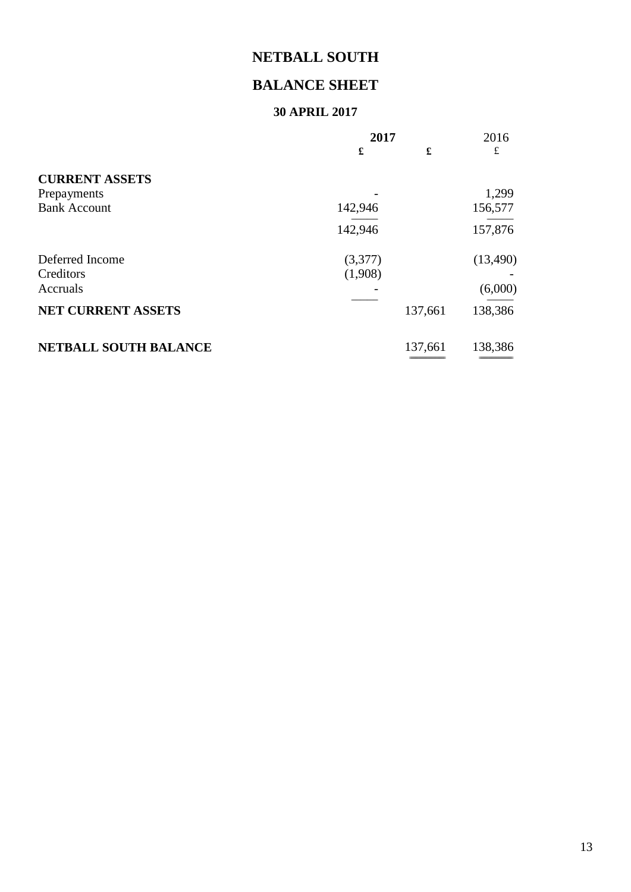# NETBALL SOUTH

## BALANCE SHEET

### 30 APRIL 2017

| | 2017 | | 2016 |
|---|---|---|---|
| | £ | £ | £ |
| **CURRENT ASSETS** | | | |
| Prepayments | - | | 1,299 |
| Bank Account | 142,946 | | 156,577 |
| | 142,946 | | 157,876 |
| Deferred Income | (3,377) | | (13,490) |
| Creditors | (1,908) | | - |
| Accruals | - | | (6,000) |
| **NET CURRENT ASSETS** | | 137,661 | 138,386 |
| **NETBALL SOUTH BALANCE** | | 137,661 | 138,386 |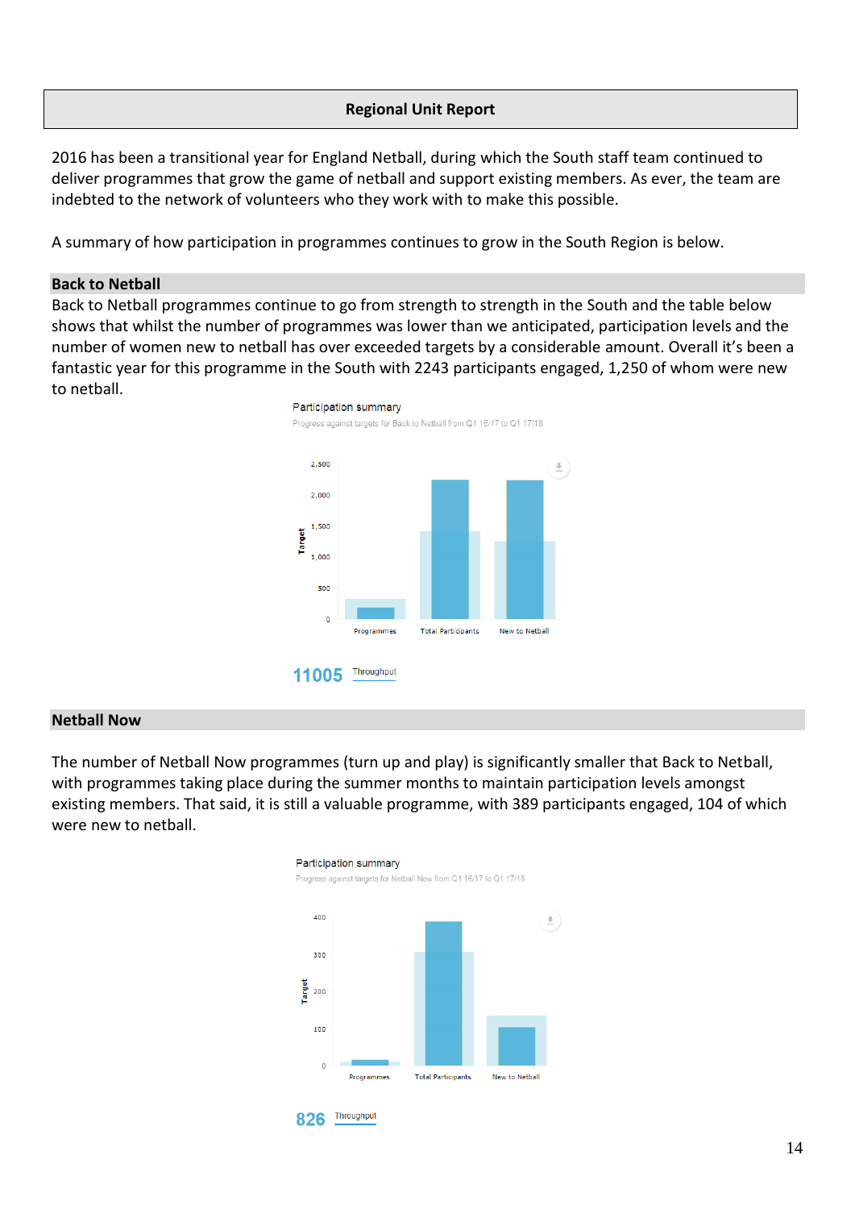# Regional Unit Report

2016 has been a transitional year for England Netball, during which the South staff team continued to deliver programmes that grow the game of netball and support existing members. As ever, the team are indebted to the network of volunteers who they work with to make this possible.

A summary of how participation in programmes continues to grow in the South Region is below.

## Back to Netball

Back to Netball programmes continue to go from strength to strength in the South and the table below shows that whilst the number of programmes was lower than we anticipated, participation levels and the number of women new to netball has over exceeded targets by a considerable amount. Overall it's been a fantastic year for this programme in the South with 2243 participants engaged, 1,250 of whom were new to netball.

Participation summary

Progress against targets for Back to Netball from Q1 16/17 to Q1 17/18

11005 Throughput

## Netball Now

The number of Netball Now programmes (turn up and play) is significantly smaller that Back to Netball, with programmes taking place during the summer months to maintain participation levels amongst existing members. That said, it is still a valuable programme, with 389 participants engaged, 104 of which were new to netball.

Participation summary

Progress against targets for Netball Now from Q1 16/17 to Q1 17/18

826 Throughput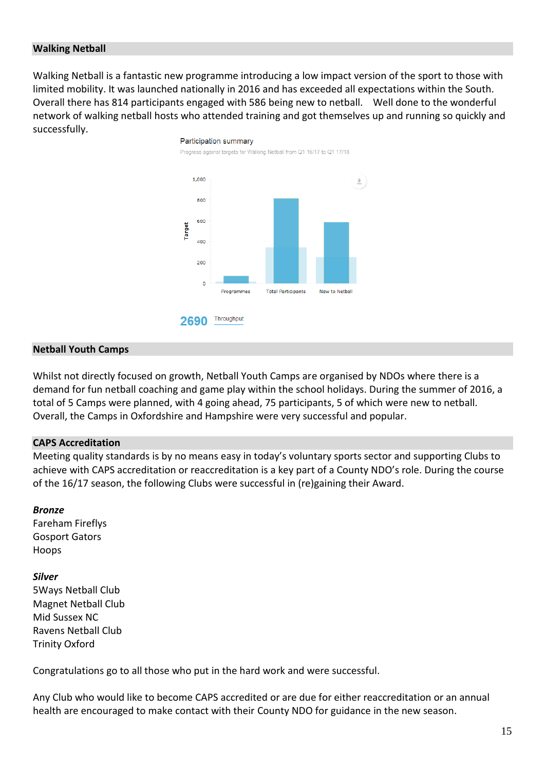## Walking Netball

Walking Netball is a fantastic new programme introducing a low impact version of the sport to those with limited mobility. It was launched nationally in 2016 and has exceeded all expectations within the South. Overall there has 814 participants engaged with 586 being new to netball. Well done to the wonderful network of walking netball hosts who attended training and got themselves up and running so quickly and successfully.

Participation summary

Progress against targets for Walking Netball from Q1 16/17 to Q1 17/18

2690 Throughput

## Netball Youth Camps

Whilst not directly focused on growth, Netball Youth Camps are organised by NDOs where there is a demand for fun netball coaching and game play within the school holidays. During the summer of 2016, a total of 5 Camps were planned, with 4 going ahead, 75 participants, 5 of which were new to netball. Overall, the Camps in Oxfordshire and Hampshire were very successful and popular.

## CAPS Accreditation

Meeting quality standards is by no means easy in today's voluntary sports sector and supporting Clubs to achieve with CAPS accreditation or reaccreditation is a key part of a County NDO's role. During the course of the 16/17 season, the following Clubs were successful in (re)gaining their Award.

***Bronze***

Fareham Fireflys
Gosport Gators
Hoops

***Silver***

5Ways Netball Club
Magnet Netball Club
Mid Sussex NC
Ravens Netball Club
Trinity Oxford

Congratulations go to all those who put in the hard work and were successful.

Any Club who would like to become CAPS accredited or are due for either reaccreditation or an annual health are encouraged to make contact with their County NDO for guidance in the new season.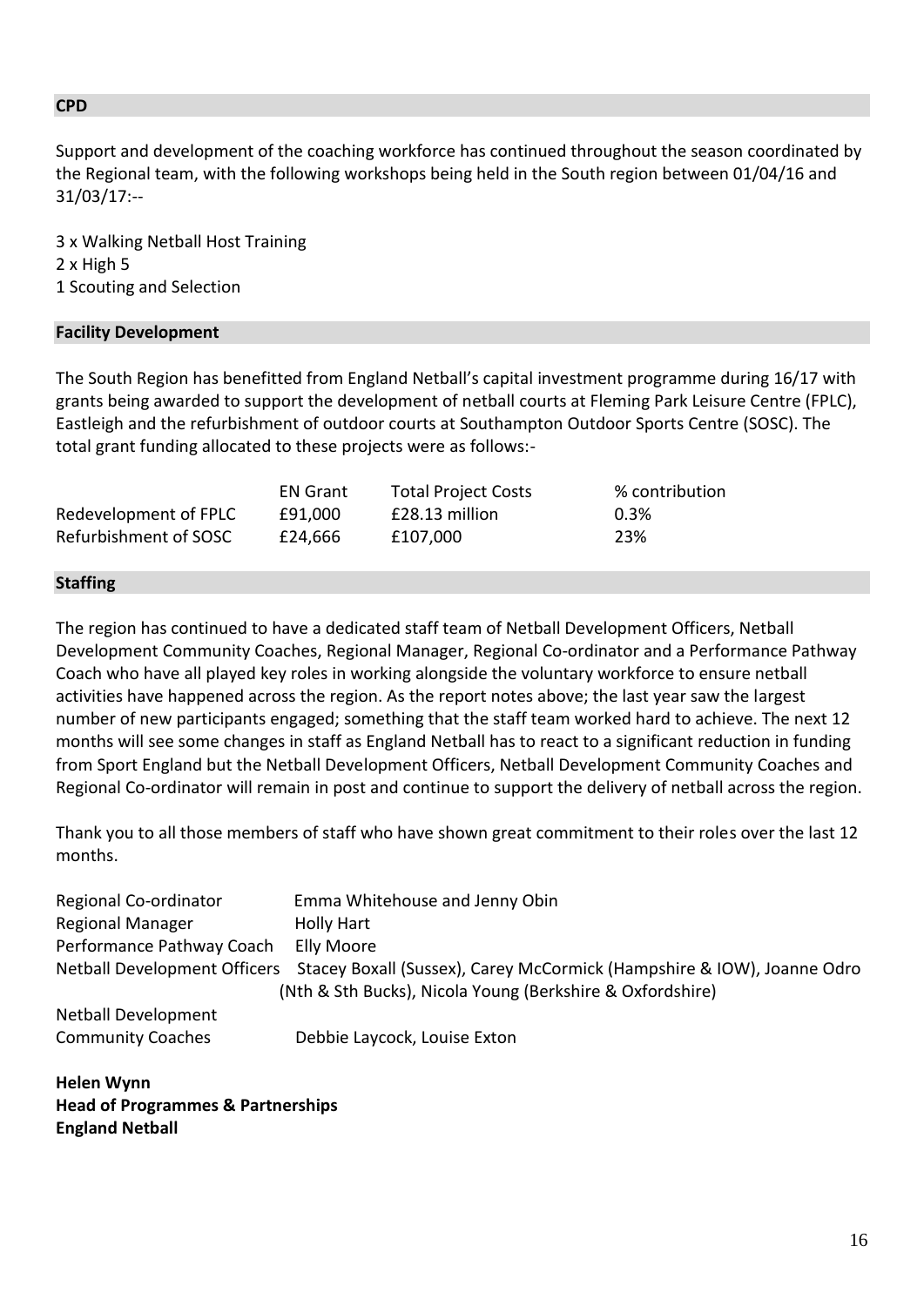## CPD

Support and development of the coaching workforce has continued throughout the season coordinated by the Regional team, with the following workshops being held in the South region between 01/04/16 and 31/03/17:--

3 x Walking Netball Host Training
2 x High 5
1 Scouting and Selection

## Facility Development

The South Region has benefitted from England Netball's capital investment programme during 16/17 with grants being awarded to support the development of netball courts at Fleming Park Leisure Centre (FPLC), Eastleigh and the refurbishment of outdoor courts at Southampton Outdoor Sports Centre (SOSC). The total grant funding allocated to these projects were as follows:-

| | EN Grant | Total Project Costs | % contribution |
|---|---|---|---|
| Redevelopment of FPLC | £91,000 | £28.13 million | 0.3% |
| Refurbishment of SOSC | £24,666 | £107,000 | 23% |

## Staffing

The region has continued to have a dedicated staff team of Netball Development Officers, Netball Development Community Coaches, Regional Manager, Regional Co-ordinator and a Performance Pathway Coach who have all played key roles in working alongside the voluntary workforce to ensure netball activities have happened across the region. As the report notes above; the last year saw the largest number of new participants engaged; something that the staff team worked hard to achieve. The next 12 months will see some changes in staff as England Netball has to react to a significant reduction in funding from Sport England but the Netball Development Officers, Netball Development Community Coaches and Regional Co-ordinator will remain in post and continue to support the delivery of netball across the region.

Thank you to all those members of staff who have shown great commitment to their roles over the last 12 months.

| | |
|---|---|
| Regional Co-ordinator | Emma Whitehouse and Jenny Obin |
| Regional Manager | Holly Hart |
| Performance Pathway Coach | Elly Moore |
| Netball Development Officers | Stacey Boxall (Sussex), Carey McCormick (Hampshire & IOW), Joanne Odro (Nth & Sth Bucks), Nicola Young (Berkshire & Oxfordshire) |
| Netball Development Community Coaches | Debbie Laycock, Louise Exton |

**Helen Wynn**
**Head of Programmes & Partnerships**
**England Netball**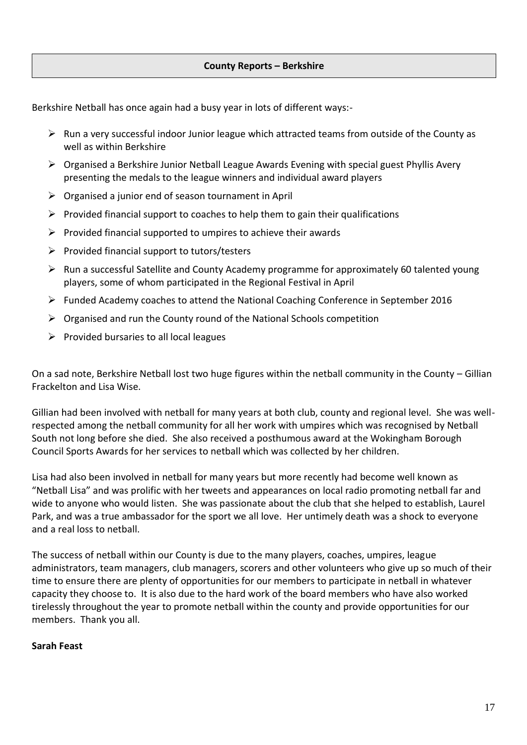## County Reports – Berkshire

Berkshire Netball has once again had a busy year in lots of different ways:-

- Run a very successful indoor Junior league which attracted teams from outside of the County as well as within Berkshire
- Organised a Berkshire Junior Netball League Awards Evening with special guest Phyllis Avery presenting the medals to the league winners and individual award players
- Organised a junior end of season tournament in April
- Provided financial support to coaches to help them to gain their qualifications
- Provided financial supported to umpires to achieve their awards
- Provided financial support to tutors/testers
- Run a successful Satellite and County Academy programme for approximately 60 talented young players, some of whom participated in the Regional Festival in April
- Funded Academy coaches to attend the National Coaching Conference in September 2016
- Organised and run the County round of the National Schools competition
- Provided bursaries to all local leagues

On a sad note, Berkshire Netball lost two huge figures within the netball community in the County – Gillian Frackelton and Lisa Wise.

Gillian had been involved with netball for many years at both club, county and regional level. She was well-respected among the netball community for all her work with umpires which was recognised by Netball South not long before she died. She also received a posthumous award at the Wokingham Borough Council Sports Awards for her services to netball which was collected by her children.

Lisa had also been involved in netball for many years but more recently had become well known as "Netball Lisa" and was prolific with her tweets and appearances on local radio promoting netball far and wide to anyone who would listen. She was passionate about the club that she helped to establish, Laurel Park, and was a true ambassador for the sport we all love. Her untimely death was a shock to everyone and a real loss to netball.

The success of netball within our County is due to the many players, coaches, umpires, league administrators, team managers, club managers, scorers and other volunteers who give up so much of their time to ensure there are plenty of opportunities for our members to participate in netball in whatever capacity they choose to. It is also due to the hard work of the board members who have also worked tirelessly throughout the year to promote netball within the county and provide opportunities for our members. Thank you all.

**Sarah Feast**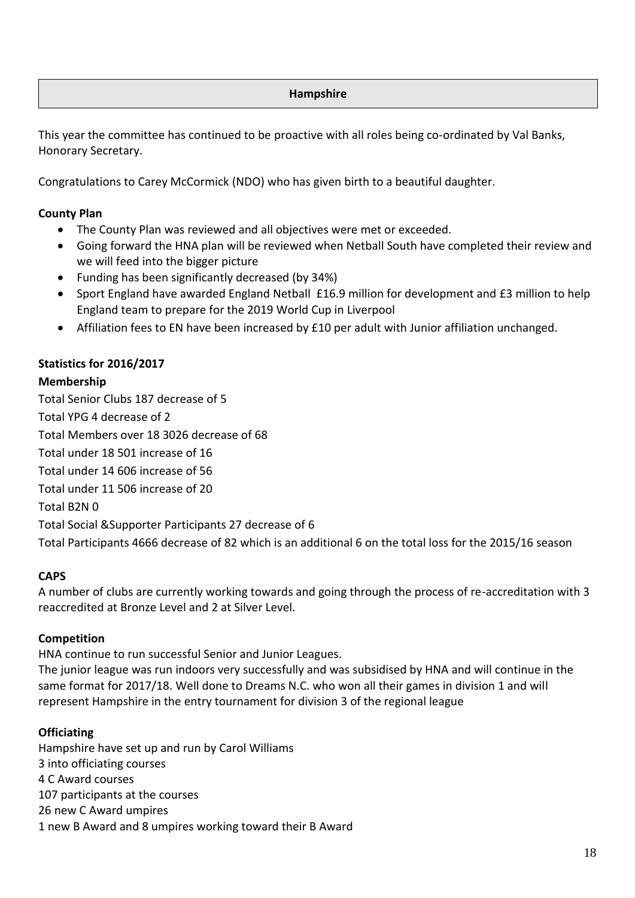## Hampshire

This year the committee has continued to be proactive with all roles being co-ordinated by Val Banks, Honorary Secretary.

Congratulations to Carey McCormick (NDO) who has given birth to a beautiful daughter.

**County Plan**

- The County Plan was reviewed and all objectives were met or exceeded.
- Going forward the HNA plan will be reviewed when Netball South have completed their review and we will feed into the bigger picture
- Funding has been significantly decreased (by 34%)
- Sport England have awarded England Netball £16.9 million for development and £3 million to help England team to prepare for the 2019 World Cup in Liverpool
- Affiliation fees to EN have been increased by £10 per adult with Junior affiliation unchanged.

**Statistics for 2016/2017**

**Membership**

Total Senior Clubs 187 decrease of 5

Total YPG 4 decrease of 2

Total Members over 18 3026 decrease of 68

Total under 18 501 increase of 16

Total under 14 606 increase of 56

Total under 11 506 increase of 20

Total B2N 0

Total Social &Supporter Participants 27 decrease of 6

Total Participants 4666 decrease of 82 which is an additional 6 on the total loss for the 2015/16 season

**CAPS**

A number of clubs are currently working towards and going through the process of re-accreditation with 3 reaccredited at Bronze Level and 2 at Silver Level.

**Competition**

HNA continue to run successful Senior and Junior Leagues.

The junior league was run indoors very successfully and was subsidised by HNA and will continue in the same format for 2017/18. Well done to Dreams N.C. who won all their games in division 1 and will represent Hampshire in the entry tournament for division 3 of the regional league

**Officiating**

Hampshire have set up and run by Carol Williams

3 into officiating courses

4 C Award courses

107 participants at the courses

26 new C Award umpires

1 new B Award and 8 umpires working toward their B Award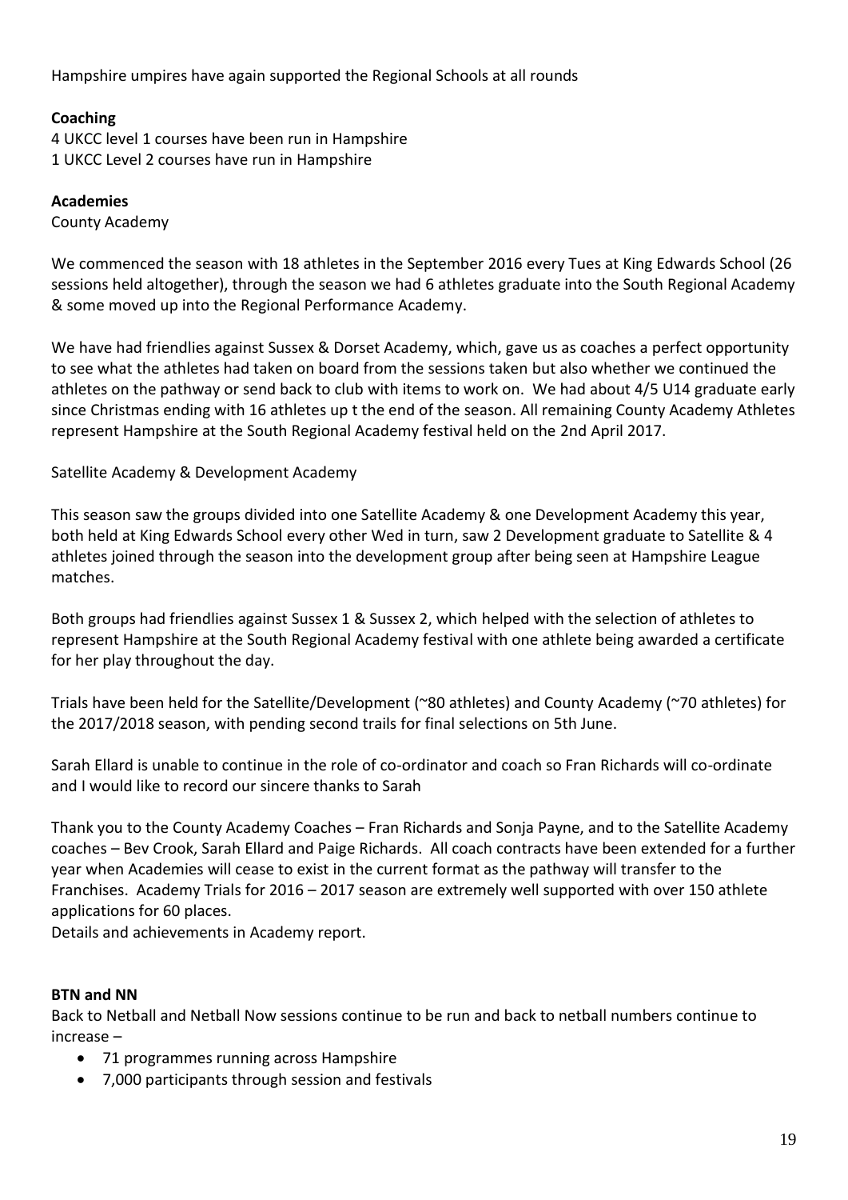Hampshire umpires have again supported the Regional Schools at all rounds

**Coaching**

4 UKCC level 1 courses have been run in Hampshire
1 UKCC Level 2 courses have run in Hampshire

**Academies**

County Academy

We commenced the season with 18 athletes in the September 2016 every Tues at King Edwards School (26 sessions held altogether), through the season we had 6 athletes graduate into the South Regional Academy & some moved up into the Regional Performance Academy.

We have had friendlies against Sussex & Dorset Academy, which, gave us as coaches a perfect opportunity to see what the athletes had taken on board from the sessions taken but also whether we continued the athletes on the pathway or send back to club with items to work on. We had about 4/5 U14 graduate early since Christmas ending with 16 athletes up t the end of the season. All remaining County Academy Athletes represent Hampshire at the South Regional Academy festival held on the 2nd April 2017.

Satellite Academy & Development Academy

This season saw the groups divided into one Satellite Academy & one Development Academy this year, both held at King Edwards School every other Wed in turn, saw 2 Development graduate to Satellite & 4 athletes joined through the season into the development group after being seen at Hampshire League matches.

Both groups had friendlies against Sussex 1 & Sussex 2, which helped with the selection of athletes to represent Hampshire at the South Regional Academy festival with one athlete being awarded a certificate for her play throughout the day.

Trials have been held for the Satellite/Development (~80 athletes) and County Academy (~70 athletes) for the 2017/2018 season, with pending second trails for final selections on 5th June.

Sarah Ellard is unable to continue in the role of co-ordinator and coach so Fran Richards will co-ordinate and I would like to record our sincere thanks to Sarah

Thank you to the County Academy Coaches – Fran Richards and Sonja Payne, and to the Satellite Academy coaches – Bev Crook, Sarah Ellard and Paige Richards. All coach contracts have been extended for a further year when Academies will cease to exist in the current format as the pathway will transfer to the Franchises. Academy Trials for 2016 – 2017 season are extremely well supported with over 150 athlete applications for 60 places.
Details and achievements in Academy report.

**BTN and NN**

Back to Netball and Netball Now sessions continue to be run and back to netball numbers continue to increase –

- 71 programmes running across Hampshire
- 7,000 participants through session and festivals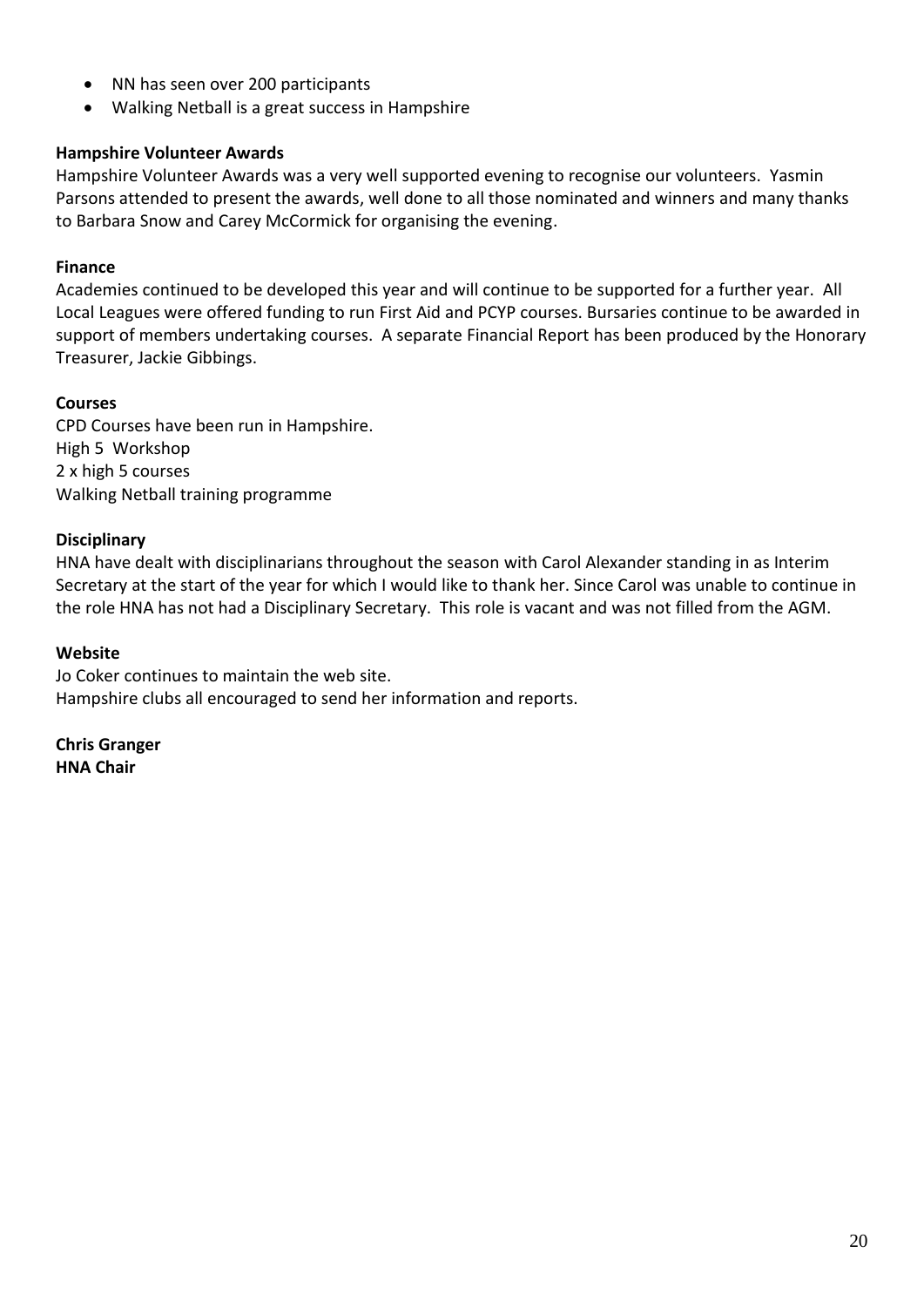- NN has seen over 200 participants
- Walking Netball is a great success in Hampshire

**Hampshire Volunteer Awards**

Hampshire Volunteer Awards was a very well supported evening to recognise our volunteers. Yasmin Parsons attended to present the awards, well done to all those nominated and winners and many thanks to Barbara Snow and Carey McCormick for organising the evening.

**Finance**

Academies continued to be developed this year and will continue to be supported for a further year. All Local Leagues were offered funding to run First Aid and PCYP courses. Bursaries continue to be awarded in support of members undertaking courses. A separate Financial Report has been produced by the Honorary Treasurer, Jackie Gibbings.

**Courses**

CPD Courses have been run in Hampshire.
High 5 Workshop
2 x high 5 courses
Walking Netball training programme

**Disciplinary**

HNA have dealt with disciplinarians throughout the season with Carol Alexander standing in as Interim Secretary at the start of the year for which I would like to thank her. Since Carol was unable to continue in the role HNA has not had a Disciplinary Secretary. This role is vacant and was not filled from the AGM.

**Website**

Jo Coker continues to maintain the web site.
Hampshire clubs all encouraged to send her information and reports.

**Chris Granger**
**HNA Chair**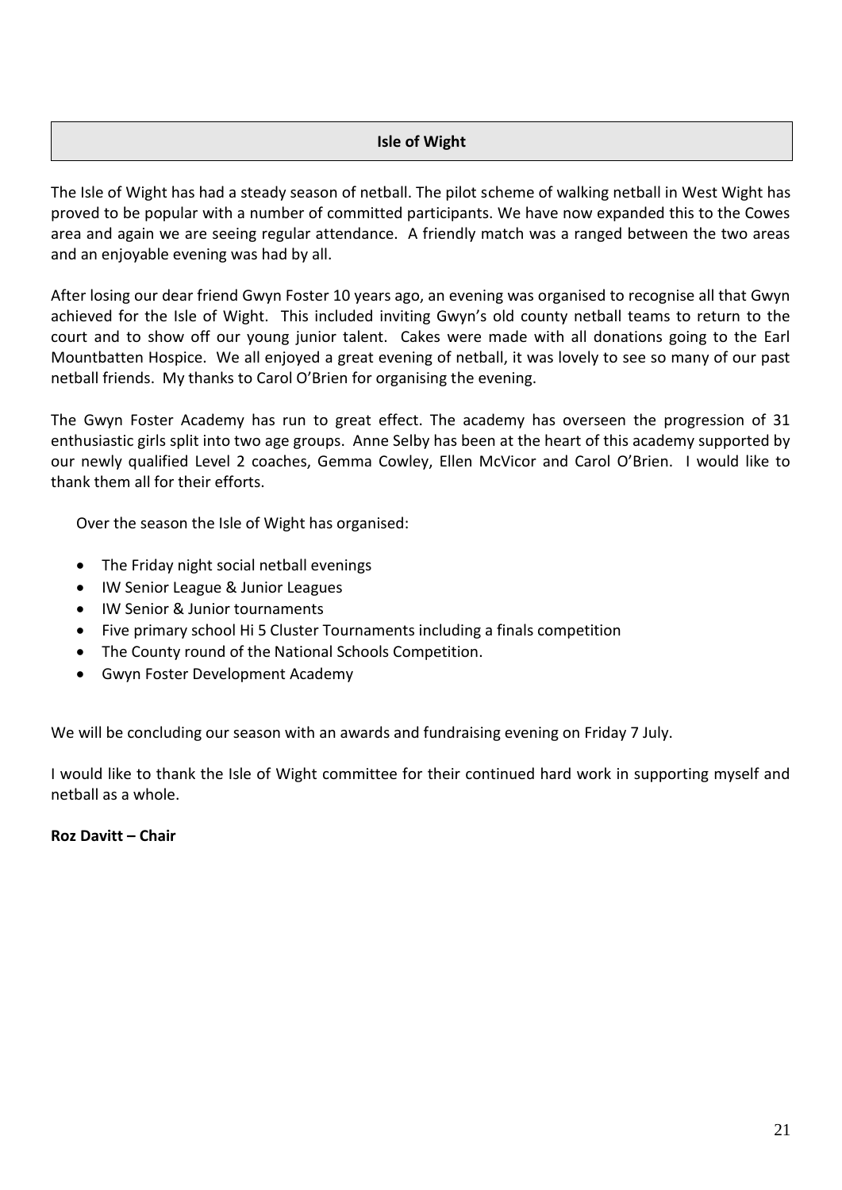## Isle of Wight

The Isle of Wight has had a steady season of netball. The pilot scheme of walking netball in West Wight has proved to be popular with a number of committed participants. We have now expanded this to the Cowes area and again we are seeing regular attendance. A friendly match was a ranged between the two areas and an enjoyable evening was had by all.

After losing our dear friend Gwyn Foster 10 years ago, an evening was organised to recognise all that Gwyn achieved for the Isle of Wight. This included inviting Gwyn's old county netball teams to return to the court and to show off our young junior talent. Cakes were made with all donations going to the Earl Mountbatten Hospice. We all enjoyed a great evening of netball, it was lovely to see so many of our past netball friends. My thanks to Carol O'Brien for organising the evening.

The Gwyn Foster Academy has run to great effect. The academy has overseen the progression of 31 enthusiastic girls split into two age groups. Anne Selby has been at the heart of this academy supported by our newly qualified Level 2 coaches, Gemma Cowley, Ellen McVicor and Carol O'Brien. I would like to thank them all for their efforts.

Over the season the Isle of Wight has organised:

- The Friday night social netball evenings
- IW Senior League & Junior Leagues
- IW Senior & Junior tournaments
- Five primary school Hi 5 Cluster Tournaments including a finals competition
- The County round of the National Schools Competition.
- Gwyn Foster Development Academy

We will be concluding our season with an awards and fundraising evening on Friday 7 July.

I would like to thank the Isle of Wight committee for their continued hard work in supporting myself and netball as a whole.

**Roz Davitt – Chair**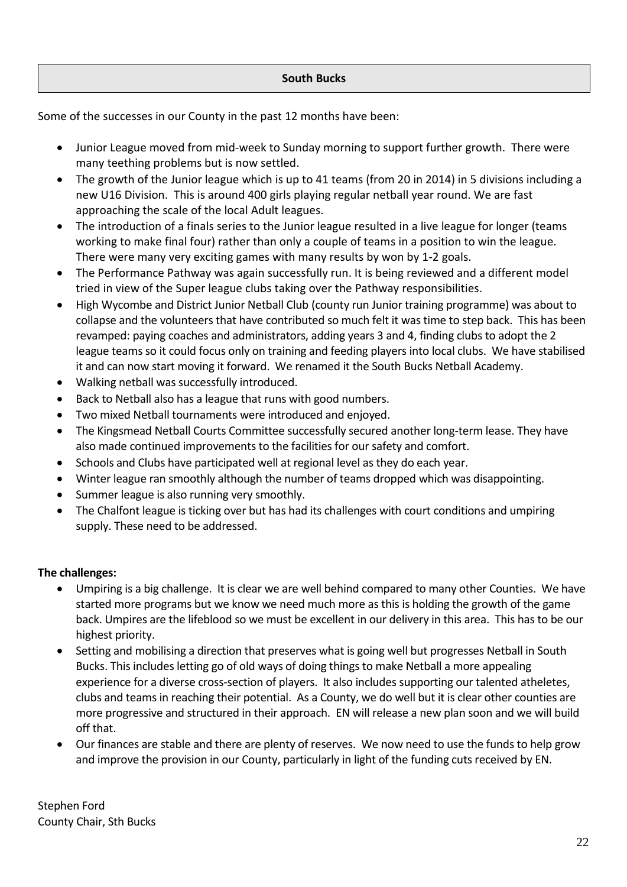## South Bucks

Some of the successes in our County in the past 12 months have been:

- Junior League moved from mid-week to Sunday morning to support further growth. There were many teething problems but is now settled.
- The growth of the Junior league which is up to 41 teams (from 20 in 2014) in 5 divisions including a new U16 Division. This is around 400 girls playing regular netball year round. We are fast approaching the scale of the local Adult leagues.
- The introduction of a finals series to the Junior league resulted in a live league for longer (teams working to make final four) rather than only a couple of teams in a position to win the league. There were many very exciting games with many results by won by 1-2 goals.
- The Performance Pathway was again successfully run. It is being reviewed and a different model tried in view of the Super league clubs taking over the Pathway responsibilities.
- High Wycombe and District Junior Netball Club (county run Junior training programme) was about to collapse and the volunteers that have contributed so much felt it was time to step back. This has been revamped: paying coaches and administrators, adding years 3 and 4, finding clubs to adopt the 2 league teams so it could focus only on training and feeding players into local clubs. We have stabilised it and can now start moving it forward. We renamed it the South Bucks Netball Academy.
- Walking netball was successfully introduced.
- Back to Netball also has a league that runs with good numbers.
- Two mixed Netball tournaments were introduced and enjoyed.
- The Kingsmead Netball Courts Committee successfully secured another long-term lease. They have also made continued improvements to the facilities for our safety and comfort.
- Schools and Clubs have participated well at regional level as they do each year.
- Winter league ran smoothly although the number of teams dropped which was disappointing.
- Summer league is also running very smoothly.
- The Chalfont league is ticking over but has had its challenges with court conditions and umpiring supply. These need to be addressed.

**The challenges:**

- Umpiring is a big challenge. It is clear we are well behind compared to many other Counties. We have started more programs but we know we need much more as this is holding the growth of the game back. Umpires are the lifeblood so we must be excellent in our delivery in this area. This has to be our highest priority.
- Setting and mobilising a direction that preserves what is going well but progresses Netball in South Bucks. This includes letting go of old ways of doing things to make Netball a more appealing experience for a diverse cross-section of players. It also includes supporting our talented atheletes, clubs and teams in reaching their potential. As a County, we do well but it is clear other counties are more progressive and structured in their approach. EN will release a new plan soon and we will build off that.
- Our finances are stable and there are plenty of reserves. We now need to use the funds to help grow and improve the provision in our County, particularly in light of the funding cuts received by EN.

Stephen Ford
County Chair, Sth Bucks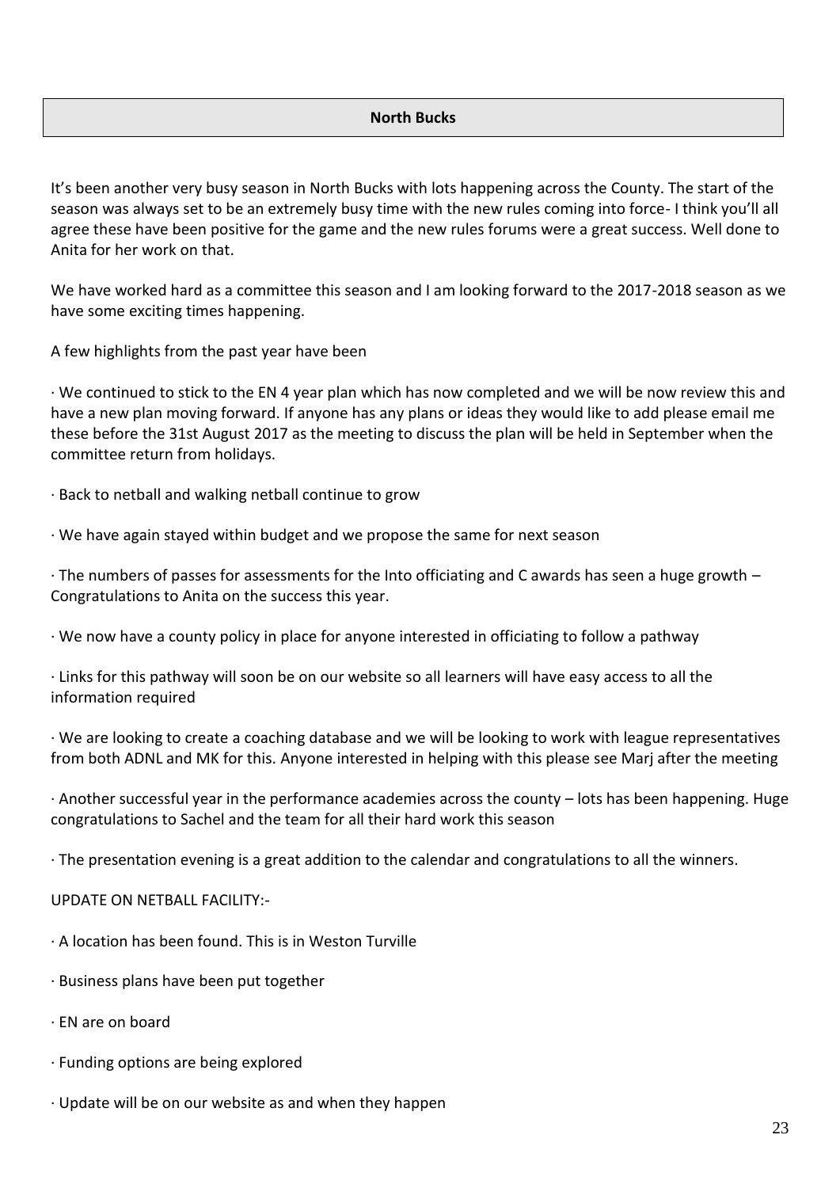## North Bucks

It's been another very busy season in North Bucks with lots happening across the County. The start of the season was always set to be an extremely busy time with the new rules coming into force- I think you'll all agree these have been positive for the game and the new rules forums were a great success. Well done to Anita for her work on that.

We have worked hard as a committee this season and I am looking forward to the 2017-2018 season as we have some exciting times happening.

A few highlights from the past year have been

· We continued to stick to the EN 4 year plan which has now completed and we will be now review this and have a new plan moving forward. If anyone has any plans or ideas they would like to add please email me these before the 31st August 2017 as the meeting to discuss the plan will be held in September when the committee return from holidays.

· Back to netball and walking netball continue to grow

· We have again stayed within budget and we propose the same for next season

· The numbers of passes for assessments for the Into officiating and C awards has seen a huge growth – Congratulations to Anita on the success this year.

· We now have a county policy in place for anyone interested in officiating to follow a pathway

· Links for this pathway will soon be on our website so all learners will have easy access to all the information required

· We are looking to create a coaching database and we will be looking to work with league representatives from both ADNL and MK for this. Anyone interested in helping with this please see Marj after the meeting

· Another successful year in the performance academies across the county – lots has been happening. Huge congratulations to Sachel and the team for all their hard work this season

· The presentation evening is a great addition to the calendar and congratulations to all the winners.

UPDATE ON NETBALL FACILITY:-

· A location has been found. This is in Weston Turville

· Business plans have been put together

· EN are on board

· Funding options are being explored

· Update will be on our website as and when they happen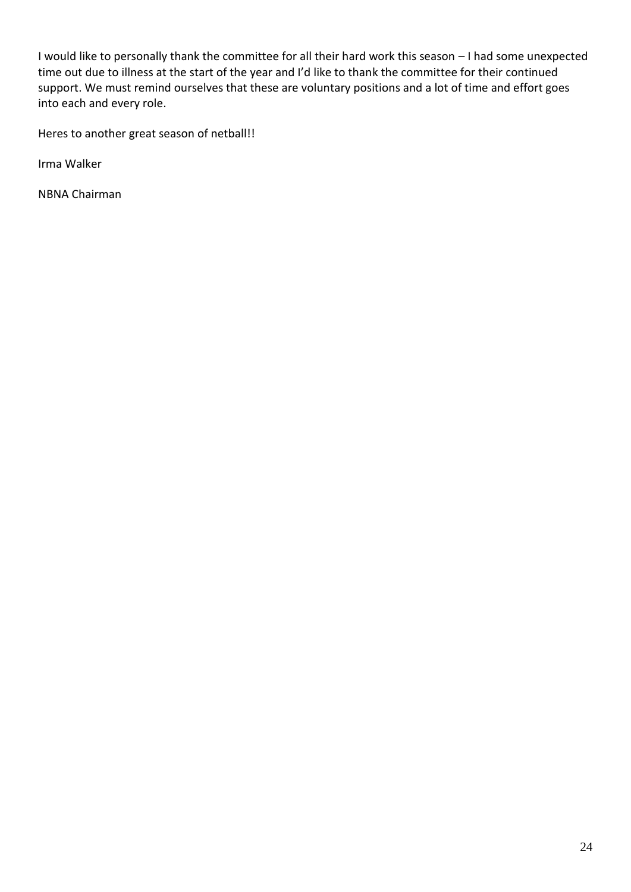I would like to personally thank the committee for all their hard work this season – I had some unexpected time out due to illness at the start of the year and I'd like to thank the committee for their continued support. We must remind ourselves that these are voluntary positions and a lot of time and effort goes into each and every role.

Heres to another great season of netball!!

Irma Walker

NBNA Chairman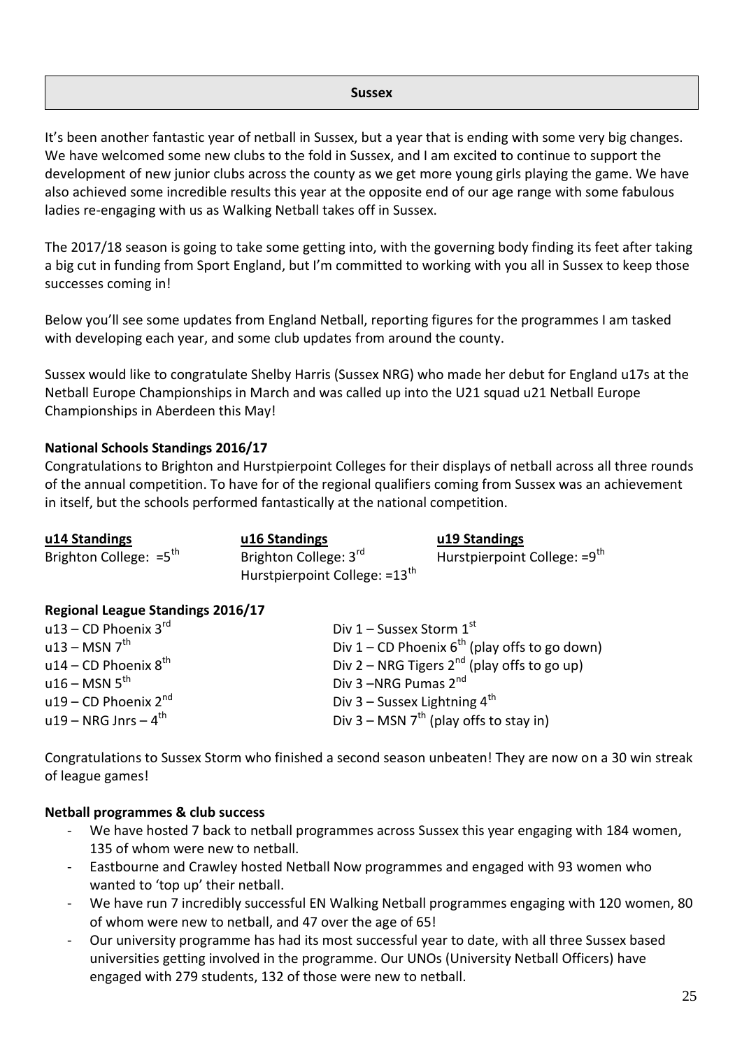## Sussex

It's been another fantastic year of netball in Sussex, but a year that is ending with some very big changes. We have welcomed some new clubs to the fold in Sussex, and I am excited to continue to support the development of new junior clubs across the county as we get more young girls playing the game. We have also achieved some incredible results this year at the opposite end of our age range with some fabulous ladies re-engaging with us as Walking Netball takes off in Sussex.

The 2017/18 season is going to take some getting into, with the governing body finding its feet after taking a big cut in funding from Sport England, but I'm committed to working with you all in Sussex to keep those successes coming in!

Below you'll see some updates from England Netball, reporting figures for the programmes I am tasked with developing each year, and some club updates from around the county.

Sussex would like to congratulate Shelby Harris (Sussex NRG) who made her debut for England u17s at the Netball Europe Championships in March and was called up into the U21 squad u21 Netball Europe Championships in Aberdeen this May!

**National Schools Standings 2016/17**

Congratulations to Brighton and Hurstpierpoint Colleges for their displays of netball across all three rounds of the annual competition. To have for of the regional qualifiers coming from Sussex was an achievement in itself, but the schools performed fantastically at the national competition.

| u14 Standings | u16 Standings | u19 Standings |
|---|---|---|
| Brighton College: =5th | Brighton College: 3rd | Hurstpierpoint College: =9th |
| | Hurstpierpoint College: =13th | |

**Regional League Standings 2016/17**

| | |
|---|---|
| u13 – CD Phoenix 3rd | Div 1 – Sussex Storm 1st |
| u13 – MSN 7th | Div 1 – CD Phoenix 6th (play offs to go down) |
| u14 – CD Phoenix 8th | Div 2 – NRG Tigers 2nd (play offs to go up) |
| u16 – MSN 5th | Div 3 –NRG Pumas 2nd |
| u19 – CD Phoenix 2nd | Div 3 – Sussex Lightning 4th |
| u19 – NRG Jnrs – 4th | Div 3 – MSN 7th (play offs to stay in) |

Congratulations to Sussex Storm who finished a second season unbeaten! They are now on a 30 win streak of league games!

**Netball programmes & club success**

- We have hosted 7 back to netball programmes across Sussex this year engaging with 184 women, 135 of whom were new to netball.
- Eastbourne and Crawley hosted Netball Now programmes and engaged with 93 women who wanted to 'top up' their netball.
- We have run 7 incredibly successful EN Walking Netball programmes engaging with 120 women, 80 of whom were new to netball, and 47 over the age of 65!
- Our university programme has had its most successful year to date, with all three Sussex based universities getting involved in the programme. Our UNOs (University Netball Officers) have engaged with 279 students, 132 of those were new to netball.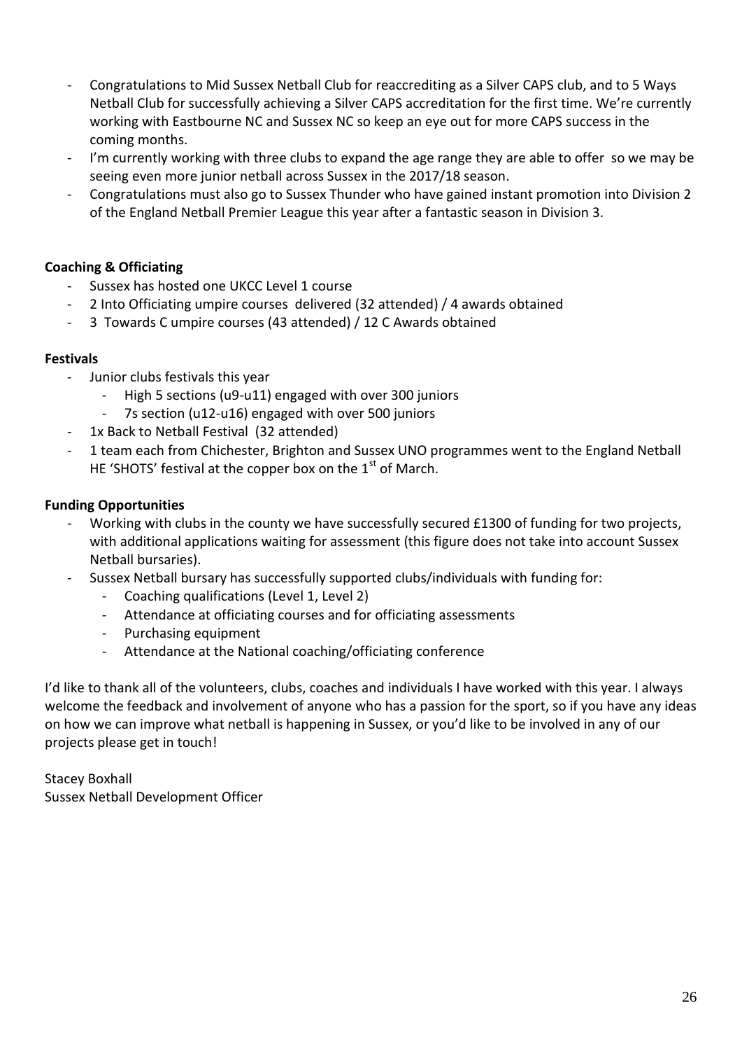- Congratulations to Mid Sussex Netball Club for reaccrediting as a Silver CAPS club, and to 5 Ways Netball Club for successfully achieving a Silver CAPS accreditation for the first time. We're currently working with Eastbourne NC and Sussex NC so keep an eye out for more CAPS success in the coming months.
- I'm currently working with three clubs to expand the age range they are able to offer so we may be seeing even more junior netball across Sussex in the 2017/18 season.
- Congratulations must also go to Sussex Thunder who have gained instant promotion into Division 2 of the England Netball Premier League this year after a fantastic season in Division 3.

**Coaching & Officiating**

- Sussex has hosted one UKCC Level 1 course
- 2 Into Officiating umpire courses delivered (32 attended) / 4 awards obtained
- 3 Towards C umpire courses (43 attended) / 12 C Awards obtained

**Festivals**

- Junior clubs festivals this year
  - High 5 sections (u9-u11) engaged with over 300 juniors
  - 7s section (u12-u16) engaged with over 500 juniors
- 1x Back to Netball Festival (32 attended)
- 1 team each from Chichester, Brighton and Sussex UNO programmes went to the England Netball HE 'SHOTS' festival at the copper box on the 1st of March.

**Funding Opportunities**

- Working with clubs in the county we have successfully secured £1300 of funding for two projects, with additional applications waiting for assessment (this figure does not take into account Sussex Netball bursaries).
- Sussex Netball bursary has successfully supported clubs/individuals with funding for:
  - Coaching qualifications (Level 1, Level 2)
  - Attendance at officiating courses and for officiating assessments
  - Purchasing equipment
  - Attendance at the National coaching/officiating conference

I'd like to thank all of the volunteers, clubs, coaches and individuals I have worked with this year. I always welcome the feedback and involvement of anyone who has a passion for the sport, so if you have any ideas on how we can improve what netball is happening in Sussex, or you'd like to be involved in any of our projects please get in touch!

Stacey Boxhall
Sussex Netball Development Officer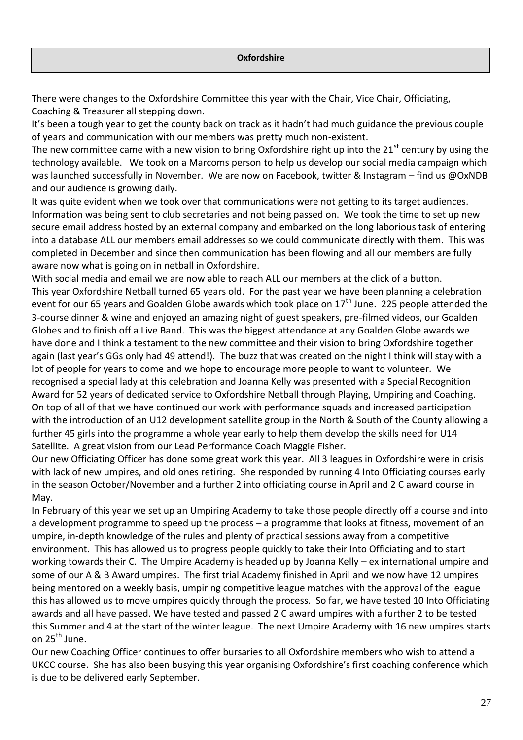## Oxfordshire

There were changes to the Oxfordshire Committee this year with the Chair, Vice Chair, Officiating, Coaching & Treasurer all stepping down.

It's been a tough year to get the county back on track as it hadn't had much guidance the previous couple of years and communication with our members was pretty much non-existent.

The new committee came with a new vision to bring Oxfordshire right up into the 21st century by using the technology available. We took on a Marcoms person to help us develop our social media campaign which was launched successfully in November. We are now on Facebook, twitter & Instagram – find us @OxNDB and our audience is growing daily.

It was quite evident when we took over that communications were not getting to its target audiences. Information was being sent to club secretaries and not being passed on. We took the time to set up new secure email address hosted by an external company and embarked on the long laborious task of entering into a database ALL our members email addresses so we could communicate directly with them. This was completed in December and since then communication has been flowing and all our members are fully aware now what is going on in netball in Oxfordshire.

With social media and email we are now able to reach ALL our members at the click of a button.

This year Oxfordshire Netball turned 65 years old. For the past year we have been planning a celebration event for our 65 years and Goalden Globe awards which took place on 17th June. 225 people attended the 3-course dinner & wine and enjoyed an amazing night of guest speakers, pre-filmed videos, our Goalden Globes and to finish off a Live Band. This was the biggest attendance at any Goalden Globe awards we have done and I think a testament to the new committee and their vision to bring Oxfordshire together again (last year's GGs only had 49 attend!). The buzz that was created on the night I think will stay with a lot of people for years to come and we hope to encourage more people to want to volunteer. We recognised a special lady at this celebration and Joanna Kelly was presented with a Special Recognition Award for 52 years of dedicated service to Oxfordshire Netball through Playing, Umpiring and Coaching.

On top of all of that we have continued our work with performance squads and increased participation with the introduction of an U12 development satellite group in the North & South of the County allowing a further 45 girls into the programme a whole year early to help them develop the skills need for U14 Satellite. A great vision from our Lead Performance Coach Maggie Fisher.

Our new Officiating Officer has done some great work this year. All 3 leagues in Oxfordshire were in crisis with lack of new umpires, and old ones retiring. She responded by running 4 Into Officiating courses early in the season October/November and a further 2 into officiating course in April and 2 C award course in May.

In February of this year we set up an Umpiring Academy to take those people directly off a course and into a development programme to speed up the process – a programme that looks at fitness, movement of an umpire, in-depth knowledge of the rules and plenty of practical sessions away from a competitive environment. This has allowed us to progress people quickly to take their Into Officiating and to start working towards their C. The Umpire Academy is headed up by Joanna Kelly – ex international umpire and some of our A & B Award umpires. The first trial Academy finished in April and we now have 12 umpires being mentored on a weekly basis, umpiring competitive league matches with the approval of the league this has allowed us to move umpires quickly through the process. So far, we have tested 10 Into Officiating awards and all have passed. We have tested and passed 2 C award umpires with a further 2 to be tested this Summer and 4 at the start of the winter league. The next Umpire Academy with 16 new umpires starts on 25th June.

Our new Coaching Officer continues to offer bursaries to all Oxfordshire members who wish to attend a UKCC course. She has also been busying this year organising Oxfordshire's first coaching conference which is due to be delivered early September.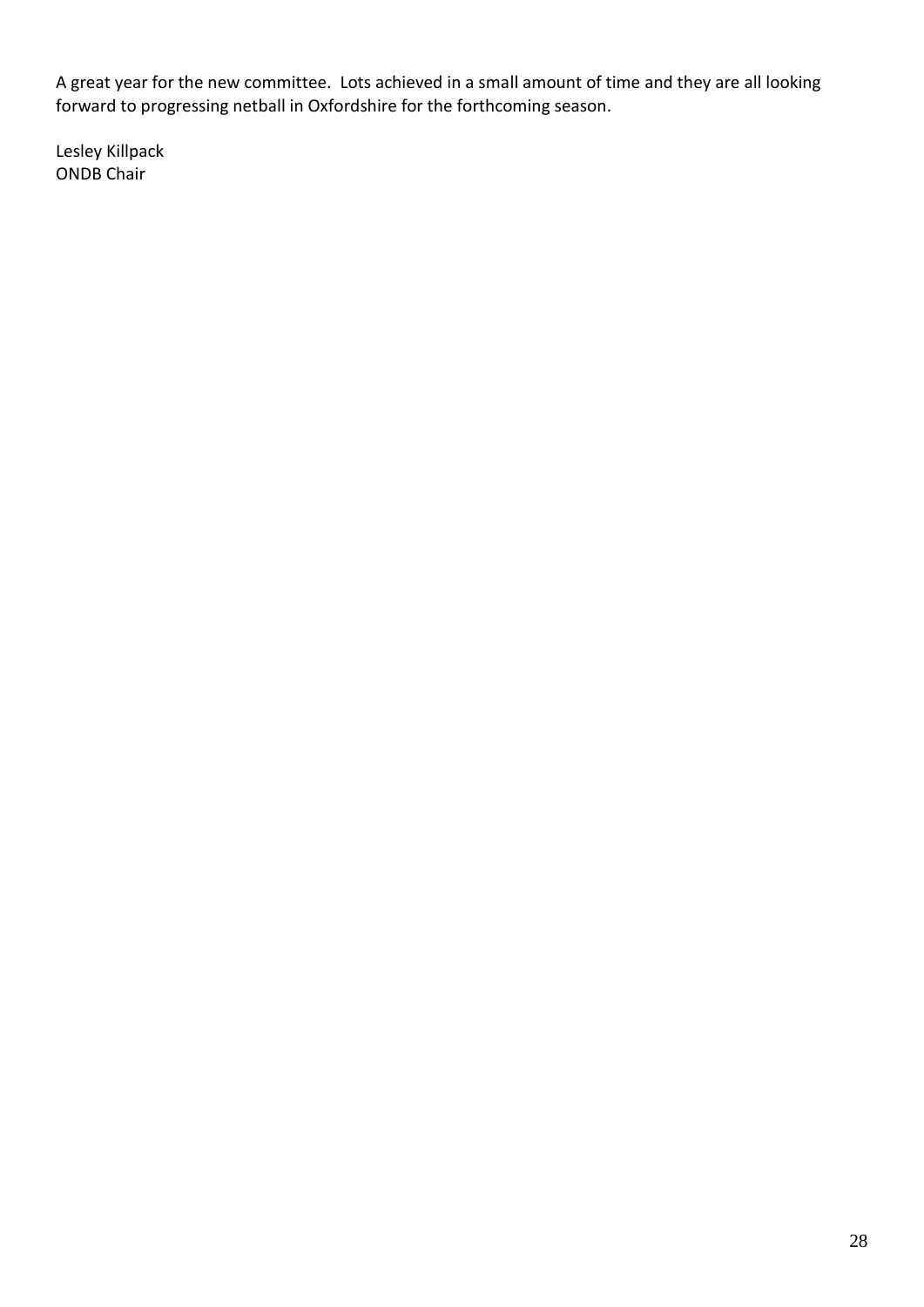A great year for the new committee. Lots achieved in a small amount of time and they are all looking forward to progressing netball in Oxfordshire for the forthcoming season.

Lesley Killpack
ONDB Chair